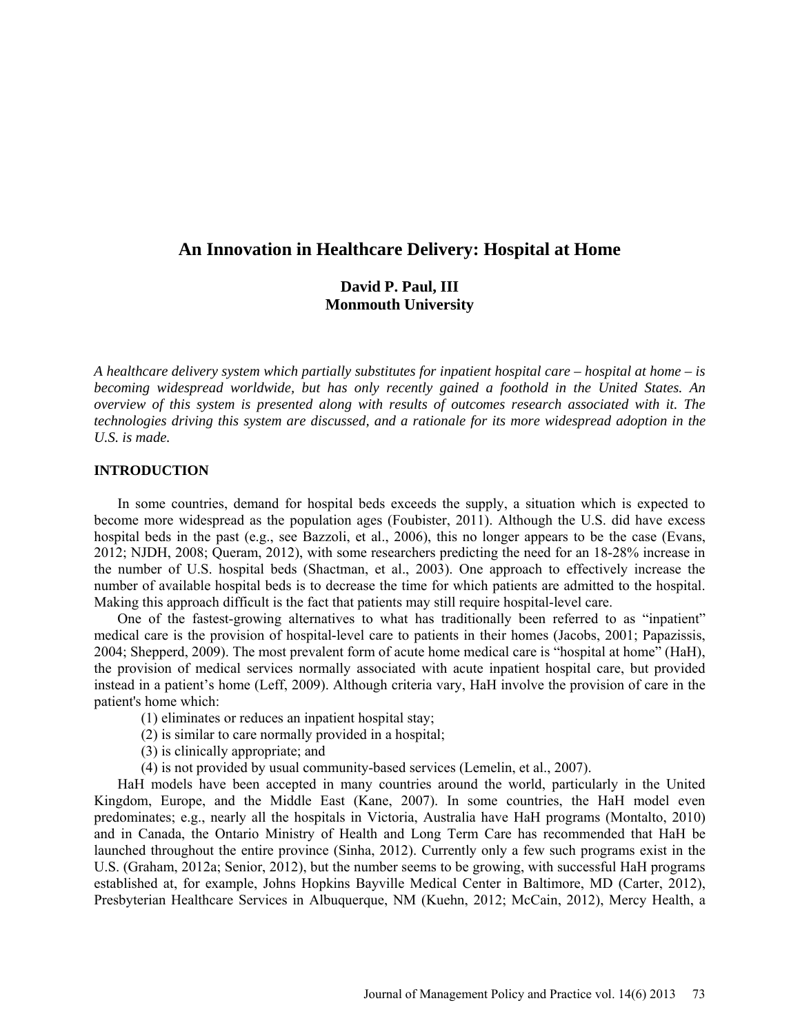# An Innovation in Healthcare Delivery: Hospital at Home

**David P. Paul, III**
**Monmouth University**

*A healthcare delivery system which partially substitutes for inpatient hospital care – hospital at home – is becoming widespread worldwide, but has only recently gained a foothold in the United States. An overview of this system is presented along with results of outcomes research associated with it. The technologies driving this system are discussed, and a rationale for its more widespread adoption in the U.S. is made.*

## INTRODUCTION

In some countries, demand for hospital beds exceeds the supply, a situation which is expected to become more widespread as the population ages (Foubister, 2011). Although the U.S. did have excess hospital beds in the past (e.g., see Bazzoli, et al., 2006), this no longer appears to be the case (Evans, 2012; NJDH, 2008; Queram, 2012), with some researchers predicting the need for an 18-28% increase in the number of U.S. hospital beds (Shactman, et al., 2003). One approach to effectively increase the number of available hospital beds is to decrease the time for which patients are admitted to the hospital. Making this approach difficult is the fact that patients may still require hospital-level care.

One of the fastest-growing alternatives to what has traditionally been referred to as "inpatient" medical care is the provision of hospital-level care to patients in their homes (Jacobs, 2001; Papazissis, 2004; Shepperd, 2009). The most prevalent form of acute home medical care is "hospital at home" (HaH), the provision of medical services normally associated with acute inpatient hospital care, but provided instead in a patient's home (Leff, 2009). Although criteria vary, HaH involve the provision of care in the patient's home which:

(1) eliminates or reduces an inpatient hospital stay;
(2) is similar to care normally provided in a hospital;
(3) is clinically appropriate; and
(4) is not provided by usual community-based services (Lemelin, et al., 2007).

HaH models have been accepted in many countries around the world, particularly in the United Kingdom, Europe, and the Middle East (Kane, 2007). In some countries, the HaH model even predominates; e.g., nearly all the hospitals in Victoria, Australia have HaH programs (Montalto, 2010) and in Canada, the Ontario Ministry of Health and Long Term Care has recommended that HaH be launched throughout the entire province (Sinha, 2012). Currently only a few such programs exist in the U.S. (Graham, 2012a; Senior, 2012), but the number seems to be growing, with successful HaH programs established at, for example, Johns Hopkins Bayville Medical Center in Baltimore, MD (Carter, 2012), Presbyterian Healthcare Services in Albuquerque, NM (Kuehn, 2012; McCain, 2012), Mercy Health, a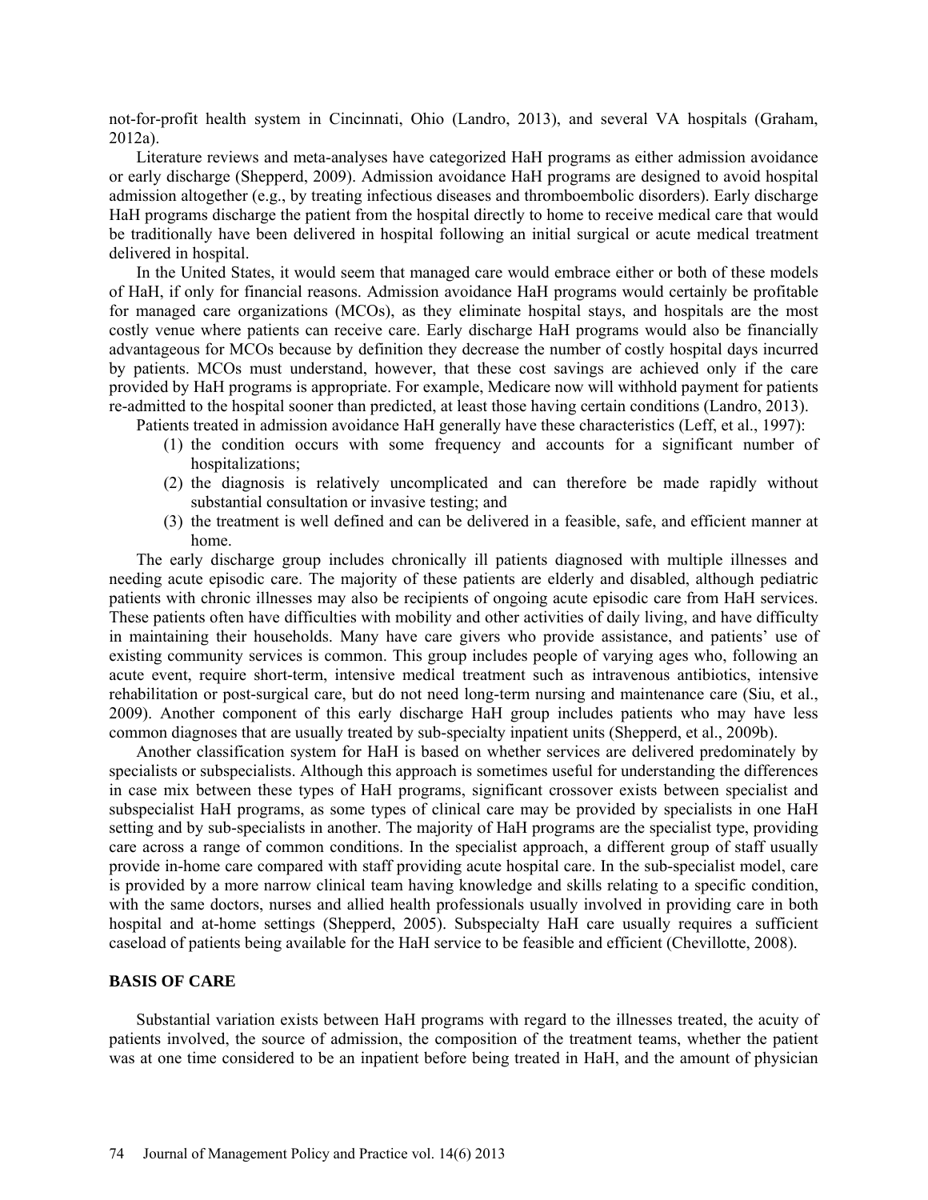not-for-profit health system in Cincinnati, Ohio (Landro, 2013), and several VA hospitals (Graham, 2012a).

Literature reviews and meta-analyses have categorized HaH programs as either admission avoidance or early discharge (Shepperd, 2009). Admission avoidance HaH programs are designed to avoid hospital admission altogether (e.g., by treating infectious diseases and thromboembolic disorders). Early discharge HaH programs discharge the patient from the hospital directly to home to receive medical care that would be traditionally have been delivered in hospital following an initial surgical or acute medical treatment delivered in hospital.

In the United States, it would seem that managed care would embrace either or both of these models of HaH, if only for financial reasons. Admission avoidance HaH programs would certainly be profitable for managed care organizations (MCOs), as they eliminate hospital stays, and hospitals are the most costly venue where patients can receive care. Early discharge HaH programs would also be financially advantageous for MCOs because by definition they decrease the number of costly hospital days incurred by patients. MCOs must understand, however, that these cost savings are achieved only if the care provided by HaH programs is appropriate. For example, Medicare now will withhold payment for patients re-admitted to the hospital sooner than predicted, at least those having certain conditions (Landro, 2013).

Patients treated in admission avoidance HaH generally have these characteristics (Leff, et al., 1997):

(1) the condition occurs with some frequency and accounts for a significant number of hospitalizations;
(2) the diagnosis is relatively uncomplicated and can therefore be made rapidly without substantial consultation or invasive testing; and
(3) the treatment is well defined and can be delivered in a feasible, safe, and efficient manner at home.

The early discharge group includes chronically ill patients diagnosed with multiple illnesses and needing acute episodic care. The majority of these patients are elderly and disabled, although pediatric patients with chronic illnesses may also be recipients of ongoing acute episodic care from HaH services. These patients often have difficulties with mobility and other activities of daily living, and have difficulty in maintaining their households. Many have care givers who provide assistance, and patients' use of existing community services is common. This group includes people of varying ages who, following an acute event, require short-term, intensive medical treatment such as intravenous antibiotics, intensive rehabilitation or post-surgical care, but do not need long-term nursing and maintenance care (Siu, et al., 2009). Another component of this early discharge HaH group includes patients who may have less common diagnoses that are usually treated by sub-specialty inpatient units (Shepperd, et al., 2009b).

Another classification system for HaH is based on whether services are delivered predominately by specialists or subspecialists. Although this approach is sometimes useful for understanding the differences in case mix between these types of HaH programs, significant crossover exists between specialist and subspecialist HaH programs, as some types of clinical care may be provided by specialists in one HaH setting and by sub-specialists in another. The majority of HaH programs are the specialist type, providing care across a range of common conditions. In the specialist approach, a different group of staff usually provide in-home care compared with staff providing acute hospital care. In the sub-specialist model, care is provided by a more narrow clinical team having knowledge and skills relating to a specific condition, with the same doctors, nurses and allied health professionals usually involved in providing care in both hospital and at-home settings (Shepperd, 2005). Subspecialty HaH care usually requires a sufficient caseload of patients being available for the HaH service to be feasible and efficient (Chevillotte, 2008).

## BASIS OF CARE

Substantial variation exists between HaH programs with regard to the illnesses treated, the acuity of patients involved, the source of admission, the composition of the treatment teams, whether the patient was at one time considered to be an inpatient before being treated in HaH, and the amount of physician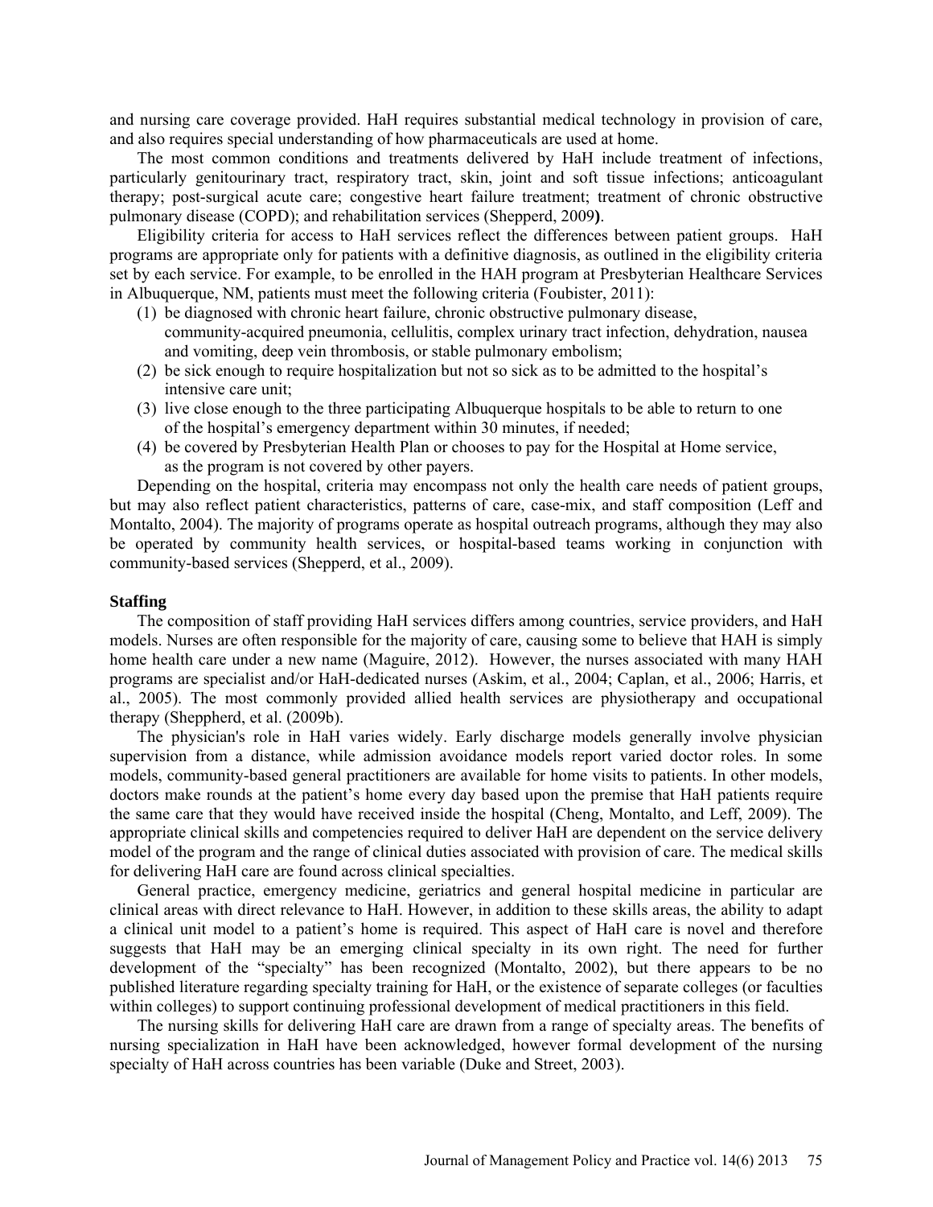and nursing care coverage provided. HaH requires substantial medical technology in provision of care, and also requires special understanding of how pharmaceuticals are used at home.

The most common conditions and treatments delivered by HaH include treatment of infections, particularly genitourinary tract, respiratory tract, skin, joint and soft tissue infections; anticoagulant therapy; post-surgical acute care; congestive heart failure treatment; treatment of chronic obstructive pulmonary disease (COPD); and rehabilitation services (Shepperd, 2009**)**.

Eligibility criteria for access to HaH services reflect the differences between patient groups. HaH programs are appropriate only for patients with a definitive diagnosis, as outlined in the eligibility criteria set by each service. For example, to be enrolled in the HAH program at Presbyterian Healthcare Services in Albuquerque, NM, patients must meet the following criteria (Foubister, 2011):

(1) be diagnosed with chronic heart failure, chronic obstructive pulmonary disease, community-acquired pneumonia, cellulitis, complex urinary tract infection, dehydration, nausea and vomiting, deep vein thrombosis, or stable pulmonary embolism;
(2) be sick enough to require hospitalization but not so sick as to be admitted to the hospital's intensive care unit;
(3) live close enough to the three participating Albuquerque hospitals to be able to return to one of the hospital's emergency department within 30 minutes, if needed;
(4) be covered by Presbyterian Health Plan or chooses to pay for the Hospital at Home service, as the program is not covered by other payers.

Depending on the hospital, criteria may encompass not only the health care needs of patient groups, but may also reflect patient characteristics, patterns of care, case-mix, and staff composition (Leff and Montalto, 2004). The majority of programs operate as hospital outreach programs, although they may also be operated by community health services, or hospital-based teams working in conjunction with community-based services (Shepperd, et al., 2009).

**Staffing**

The composition of staff providing HaH services differs among countries, service providers, and HaH models. Nurses are often responsible for the majority of care, causing some to believe that HAH is simply home health care under a new name (Maguire, 2012). However, the nurses associated with many HAH programs are specialist and/or HaH-dedicated nurses (Askim, et al., 2004; Caplan, et al., 2006; Harris, et al., 2005). The most commonly provided allied health services are physiotherapy and occupational therapy (Sheppherd, et al. (2009b).

The physician's role in HaH varies widely. Early discharge models generally involve physician supervision from a distance, while admission avoidance models report varied doctor roles. In some models, community-based general practitioners are available for home visits to patients. In other models, doctors make rounds at the patient's home every day based upon the premise that HaH patients require the same care that they would have received inside the hospital (Cheng, Montalto, and Leff, 2009). The appropriate clinical skills and competencies required to deliver HaH are dependent on the service delivery model of the program and the range of clinical duties associated with provision of care. The medical skills for delivering HaH care are found across clinical specialties.

General practice, emergency medicine, geriatrics and general hospital medicine in particular are clinical areas with direct relevance to HaH. However, in addition to these skills areas, the ability to adapt a clinical unit model to a patient's home is required. This aspect of HaH care is novel and therefore suggests that HaH may be an emerging clinical specialty in its own right. The need for further development of the "specialty" has been recognized (Montalto, 2002), but there appears to be no published literature regarding specialty training for HaH, or the existence of separate colleges (or faculties within colleges) to support continuing professional development of medical practitioners in this field.

The nursing skills for delivering HaH care are drawn from a range of specialty areas. The benefits of nursing specialization in HaH have been acknowledged, however formal development of the nursing specialty of HaH across countries has been variable (Duke and Street, 2003).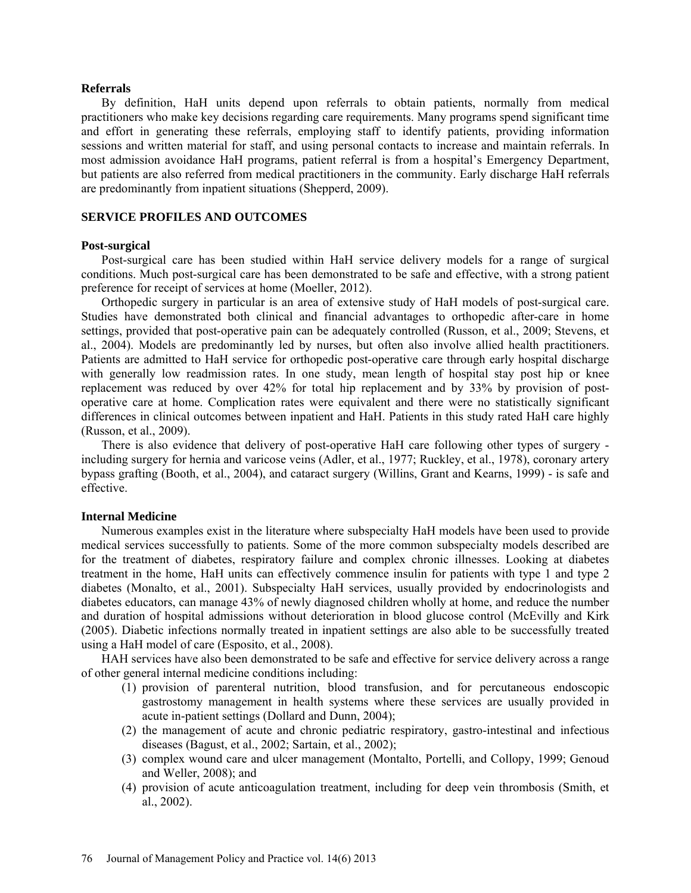### Referrals

By definition, HaH units depend upon referrals to obtain patients, normally from medical practitioners who make key decisions regarding care requirements. Many programs spend significant time and effort in generating these referrals, employing staff to identify patients, providing information sessions and written material for staff, and using personal contacts to increase and maintain referrals. In most admission avoidance HaH programs, patient referral is from a hospital's Emergency Department, but patients are also referred from medical practitioners in the community. Early discharge HaH referrals are predominantly from inpatient situations (Shepperd, 2009).

## SERVICE PROFILES AND OUTCOMES

### Post-surgical

Post-surgical care has been studied within HaH service delivery models for a range of surgical conditions. Much post-surgical care has been demonstrated to be safe and effective, with a strong patient preference for receipt of services at home (Moeller, 2012).

Orthopedic surgery in particular is an area of extensive study of HaH models of post-surgical care. Studies have demonstrated both clinical and financial advantages to orthopedic after-care in home settings, provided that post-operative pain can be adequately controlled (Russon, et al., 2009; Stevens, et al., 2004). Models are predominantly led by nurses, but often also involve allied health practitioners. Patients are admitted to HaH service for orthopedic post-operative care through early hospital discharge with generally low readmission rates. In one study, mean length of hospital stay post hip or knee replacement was reduced by over 42% for total hip replacement and by 33% by provision of post-operative care at home. Complication rates were equivalent and there were no statistically significant differences in clinical outcomes between inpatient and HaH. Patients in this study rated HaH care highly (Russon, et al., 2009).

There is also evidence that delivery of post-operative HaH care following other types of surgery - including surgery for hernia and varicose veins (Adler, et al., 1977; Ruckley, et al., 1978), coronary artery bypass grafting (Booth, et al., 2004), and cataract surgery (Willins, Grant and Kearns, 1999) - is safe and effective.

### Internal Medicine

Numerous examples exist in the literature where subspecialty HaH models have been used to provide medical services successfully to patients. Some of the more common subspecialty models described are for the treatment of diabetes, respiratory failure and complex chronic illnesses. Looking at diabetes treatment in the home, HaH units can effectively commence insulin for patients with type 1 and type 2 diabetes (Monalto, et al., 2001). Subspecialty HaH services, usually provided by endocrinologists and diabetes educators, can manage 43% of newly diagnosed children wholly at home, and reduce the number and duration of hospital admissions without deterioration in blood glucose control (McEvilly and Kirk (2005). Diabetic infections normally treated in inpatient settings are also able to be successfully treated using a HaH model of care (Esposito, et al., 2008).

HAH services have also been demonstrated to be safe and effective for service delivery across a range of other general internal medicine conditions including:

(1) provision of parenteral nutrition, blood transfusion, and for percutaneous endoscopic gastrostomy management in health systems where these services are usually provided in acute in-patient settings (Dollard and Dunn, 2004);
(2) the management of acute and chronic pediatric respiratory, gastro-intestinal and infectious diseases (Bagust, et al., 2002; Sartain, et al., 2002);
(3) complex wound care and ulcer management (Montalto, Portelli, and Collopy, 1999; Genoud and Weller, 2008); and
(4) provision of acute anticoagulation treatment, including for deep vein thrombosis (Smith, et al., 2002).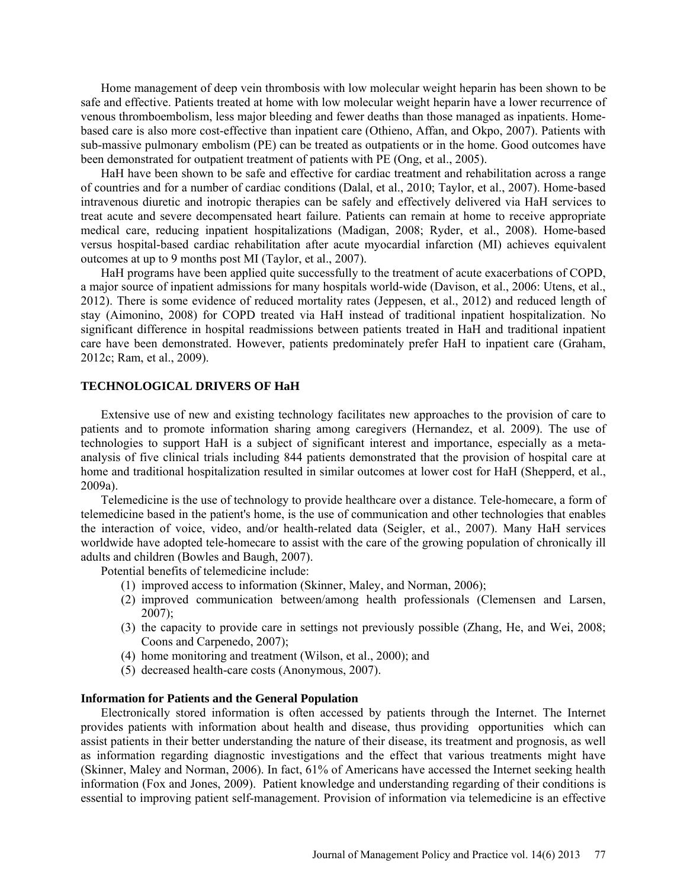Home management of deep vein thrombosis with low molecular weight heparin has been shown to be safe and effective. Patients treated at home with low molecular weight heparin have a lower recurrence of venous thromboembolism, less major bleeding and fewer deaths than those managed as inpatients. Home-based care is also more cost-effective than inpatient care (Othieno, Affan, and Okpo, 2007). Patients with sub-massive pulmonary embolism (PE) can be treated as outpatients or in the home. Good outcomes have been demonstrated for outpatient treatment of patients with PE (Ong, et al., 2005).

HaH have been shown to be safe and effective for cardiac treatment and rehabilitation across a range of countries and for a number of cardiac conditions (Dalal, et al., 2010; Taylor, et al., 2007). Home-based intravenous diuretic and inotropic therapies can be safely and effectively delivered via HaH services to treat acute and severe decompensated heart failure. Patients can remain at home to receive appropriate medical care, reducing inpatient hospitalizations (Madigan, 2008; Ryder, et al., 2008). Home-based versus hospital-based cardiac rehabilitation after acute myocardial infarction (MI) achieves equivalent outcomes at up to 9 months post MI (Taylor, et al., 2007).

HaH programs have been applied quite successfully to the treatment of acute exacerbations of COPD, a major source of inpatient admissions for many hospitals world-wide (Davison, et al., 2006: Utens, et al., 2012). There is some evidence of reduced mortality rates (Jeppesen, et al., 2012) and reduced length of stay (Aimonino, 2008) for COPD treated via HaH instead of traditional inpatient hospitalization. No significant difference in hospital readmissions between patients treated in HaH and traditional inpatient care have been demonstrated. However, patients predominately prefer HaH to inpatient care (Graham, 2012c; Ram, et al., 2009).

## TECHNOLOGICAL DRIVERS OF HaH

Extensive use of new and existing technology facilitates new approaches to the provision of care to patients and to promote information sharing among caregivers (Hernandez, et al. 2009). The use of technologies to support HaH is a subject of significant interest and importance, especially as a meta-analysis of five clinical trials including 844 patients demonstrated that the provision of hospital care at home and traditional hospitalization resulted in similar outcomes at lower cost for HaH (Shepperd, et al., 2009a).

Telemedicine is the use of technology to provide healthcare over a distance. Tele-homecare, a form of telemedicine based in the patient's home, is the use of communication and other technologies that enables the interaction of voice, video, and/or health-related data (Seigler, et al., 2007). Many HaH services worldwide have adopted tele-homecare to assist with the care of the growing population of chronically ill adults and children (Bowles and Baugh, 2007).

Potential benefits of telemedicine include:

(1) improved access to information (Skinner, Maley, and Norman, 2006);
(2) improved communication between/among health professionals (Clemensen and Larsen, 2007);
(3) the capacity to provide care in settings not previously possible (Zhang, He, and Wei, 2008; Coons and Carpenedo, 2007);
(4) home monitoring and treatment (Wilson, et al., 2000); and
(5) decreased health-care costs (Anonymous, 2007).

### Information for Patients and the General Population

Electronically stored information is often accessed by patients through the Internet. The Internet provides patients with information about health and disease, thus providing opportunities which can assist patients in their better understanding the nature of their disease, its treatment and prognosis, as well as information regarding diagnostic investigations and the effect that various treatments might have (Skinner, Maley and Norman, 2006). In fact, 61% of Americans have accessed the Internet seeking health information (Fox and Jones, 2009). Patient knowledge and understanding regarding of their conditions is essential to improving patient self-management. Provision of information via telemedicine is an effective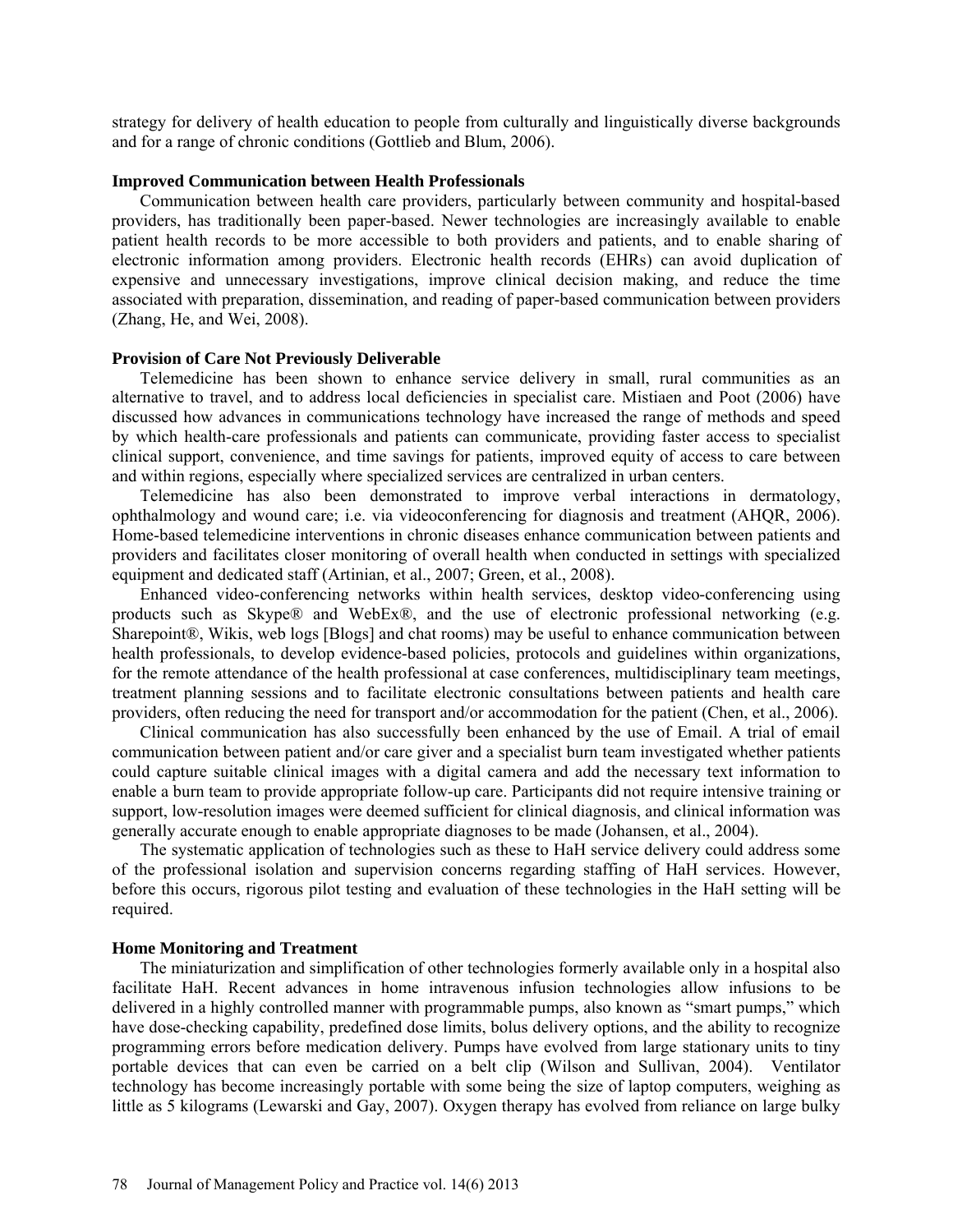strategy for delivery of health education to people from culturally and linguistically diverse backgrounds and for a range of chronic conditions (Gottlieb and Blum, 2006).

### Improved Communication between Health Professionals

Communication between health care providers, particularly between community and hospital-based providers, has traditionally been paper-based. Newer technologies are increasingly available to enable patient health records to be more accessible to both providers and patients, and to enable sharing of electronic information among providers. Electronic health records (EHRs) can avoid duplication of expensive and unnecessary investigations, improve clinical decision making, and reduce the time associated with preparation, dissemination, and reading of paper-based communication between providers (Zhang, He, and Wei, 2008).

### Provision of Care Not Previously Deliverable

Telemedicine has been shown to enhance service delivery in small, rural communities as an alternative to travel, and to address local deficiencies in specialist care. Mistiaen and Poot (2006) have discussed how advances in communications technology have increased the range of methods and speed by which health-care professionals and patients can communicate, providing faster access to specialist clinical support, convenience, and time savings for patients, improved equity of access to care between and within regions, especially where specialized services are centralized in urban centers.

Telemedicine has also been demonstrated to improve verbal interactions in dermatology, ophthalmology and wound care; i.e. via videoconferencing for diagnosis and treatment (AHQR, 2006). Home-based telemedicine interventions in chronic diseases enhance communication between patients and providers and facilitates closer monitoring of overall health when conducted in settings with specialized equipment and dedicated staff (Artinian, et al., 2007; Green, et al., 2008).

Enhanced video-conferencing networks within health services, desktop video-conferencing using products such as Skype® and WebEx®, and the use of electronic professional networking (e.g. Sharepoint®, Wikis, web logs [Blogs] and chat rooms) may be useful to enhance communication between health professionals, to develop evidence-based policies, protocols and guidelines within organizations, for the remote attendance of the health professional at case conferences, multidisciplinary team meetings, treatment planning sessions and to facilitate electronic consultations between patients and health care providers, often reducing the need for transport and/or accommodation for the patient (Chen, et al., 2006).

Clinical communication has also successfully been enhanced by the use of Email. A trial of email communication between patient and/or care giver and a specialist burn team investigated whether patients could capture suitable clinical images with a digital camera and add the necessary text information to enable a burn team to provide appropriate follow-up care. Participants did not require intensive training or support, low-resolution images were deemed sufficient for clinical diagnosis, and clinical information was generally accurate enough to enable appropriate diagnoses to be made (Johansen, et al., 2004).

The systematic application of technologies such as these to HaH service delivery could address some of the professional isolation and supervision concerns regarding staffing of HaH services. However, before this occurs, rigorous pilot testing and evaluation of these technologies in the HaH setting will be required.

### Home Monitoring and Treatment

The miniaturization and simplification of other technologies formerly available only in a hospital also facilitate HaH. Recent advances in home intravenous infusion technologies allow infusions to be delivered in a highly controlled manner with programmable pumps, also known as "smart pumps," which have dose-checking capability, predefined dose limits, bolus delivery options, and the ability to recognize programming errors before medication delivery. Pumps have evolved from large stationary units to tiny portable devices that can even be carried on a belt clip (Wilson and Sullivan, 2004). Ventilator technology has become increasingly portable with some being the size of laptop computers, weighing as little as 5 kilograms (Lewarski and Gay, 2007). Oxygen therapy has evolved from reliance on large bulky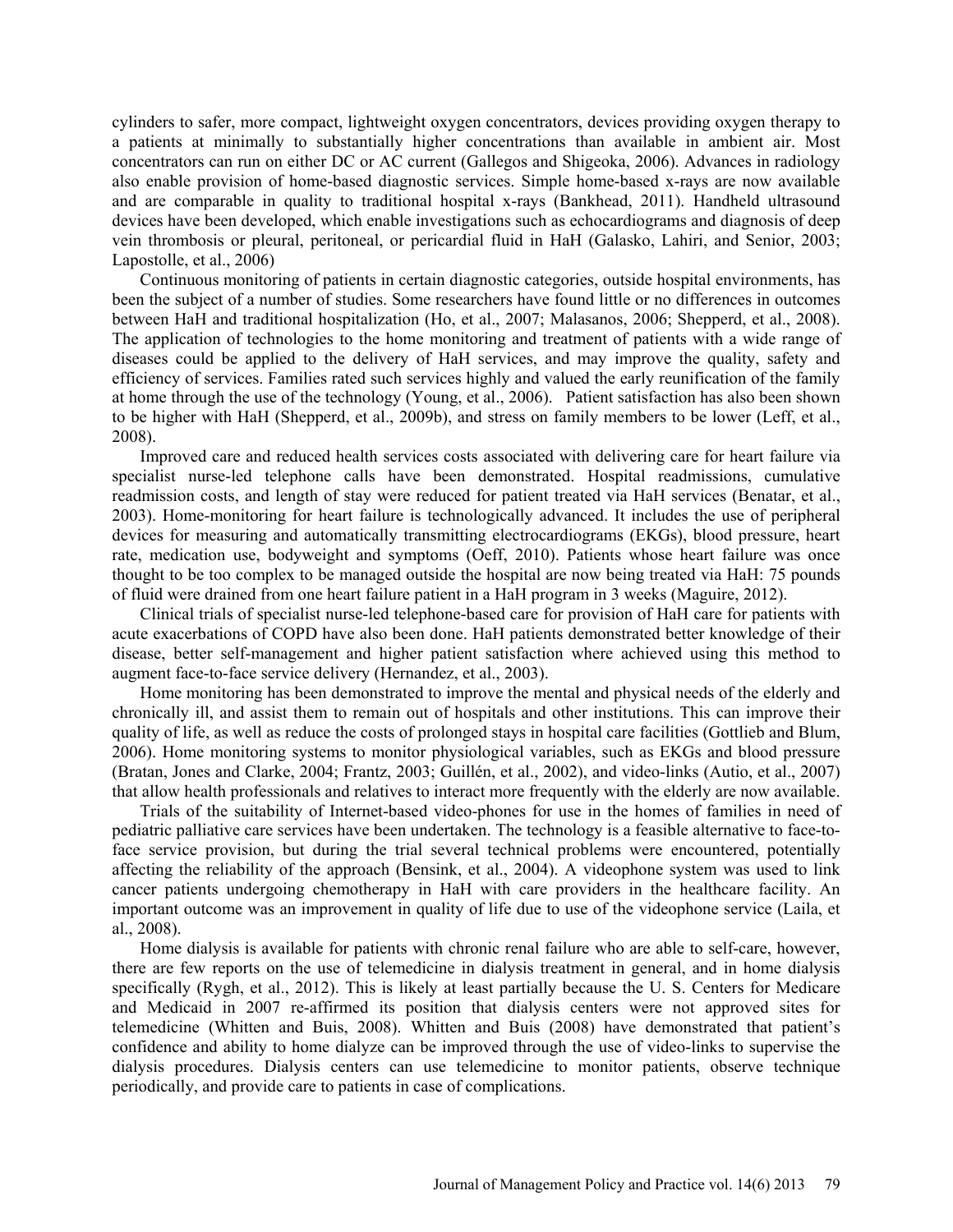cylinders to safer, more compact, lightweight oxygen concentrators, devices providing oxygen therapy to a patients at minimally to substantially higher concentrations than available in ambient air. Most concentrators can run on either DC or AC current (Gallegos and Shigeoka, 2006). Advances in radiology also enable provision of home-based diagnostic services. Simple home-based x-rays are now available and are comparable in quality to traditional hospital x-rays (Bankhead, 2011). Handheld ultrasound devices have been developed, which enable investigations such as echocardiograms and diagnosis of deep vein thrombosis or pleural, peritoneal, or pericardial fluid in HaH (Galasko, Lahiri, and Senior, 2003; Lapostolle, et al., 2006)

Continuous monitoring of patients in certain diagnostic categories, outside hospital environments, has been the subject of a number of studies. Some researchers have found little or no differences in outcomes between HaH and traditional hospitalization (Ho, et al., 2007; Malasanos, 2006; Shepperd, et al., 2008). The application of technologies to the home monitoring and treatment of patients with a wide range of diseases could be applied to the delivery of HaH services, and may improve the quality, safety and efficiency of services. Families rated such services highly and valued the early reunification of the family at home through the use of the technology (Young, et al., 2006). Patient satisfaction has also been shown to be higher with HaH (Shepperd, et al., 2009b), and stress on family members to be lower (Leff, et al., 2008).

Improved care and reduced health services costs associated with delivering care for heart failure via specialist nurse-led telephone calls have been demonstrated. Hospital readmissions, cumulative readmission costs, and length of stay were reduced for patient treated via HaH services (Benatar, et al., 2003). Home-monitoring for heart failure is technologically advanced. It includes the use of peripheral devices for measuring and automatically transmitting electrocardiograms (EKGs), blood pressure, heart rate, medication use, bodyweight and symptoms (Oeff, 2010). Patients whose heart failure was once thought to be too complex to be managed outside the hospital are now being treated via HaH: 75 pounds of fluid were drained from one heart failure patient in a HaH program in 3 weeks (Maguire, 2012).

Clinical trials of specialist nurse-led telephone-based care for provision of HaH care for patients with acute exacerbations of COPD have also been done. HaH patients demonstrated better knowledge of their disease, better self-management and higher patient satisfaction where achieved using this method to augment face-to-face service delivery (Hernandez, et al., 2003).

Home monitoring has been demonstrated to improve the mental and physical needs of the elderly and chronically ill, and assist them to remain out of hospitals and other institutions. This can improve their quality of life, as well as reduce the costs of prolonged stays in hospital care facilities (Gottlieb and Blum, 2006). Home monitoring systems to monitor physiological variables, such as EKGs and blood pressure (Bratan, Jones and Clarke, 2004; Frantz, 2003; Guillén, et al., 2002), and video-links (Autio, et al., 2007) that allow health professionals and relatives to interact more frequently with the elderly are now available.

Trials of the suitability of Internet-based video-phones for use in the homes of families in need of pediatric palliative care services have been undertaken. The technology is a feasible alternative to face-to-face service provision, but during the trial several technical problems were encountered, potentially affecting the reliability of the approach (Bensink, et al., 2004). A videophone system was used to link cancer patients undergoing chemotherapy in HaH with care providers in the healthcare facility. An important outcome was an improvement in quality of life due to use of the videophone service (Laila, et al., 2008).

Home dialysis is available for patients with chronic renal failure who are able to self-care, however, there are few reports on the use of telemedicine in dialysis treatment in general, and in home dialysis specifically (Rygh, et al., 2012). This is likely at least partially because the U. S. Centers for Medicare and Medicaid in 2007 re-affirmed its position that dialysis centers were not approved sites for telemedicine (Whitten and Buis, 2008). Whitten and Buis (2008) have demonstrated that patient's confidence and ability to home dialyze can be improved through the use of video-links to supervise the dialysis procedures. Dialysis centers can use telemedicine to monitor patients, observe technique periodically, and provide care to patients in case of complications.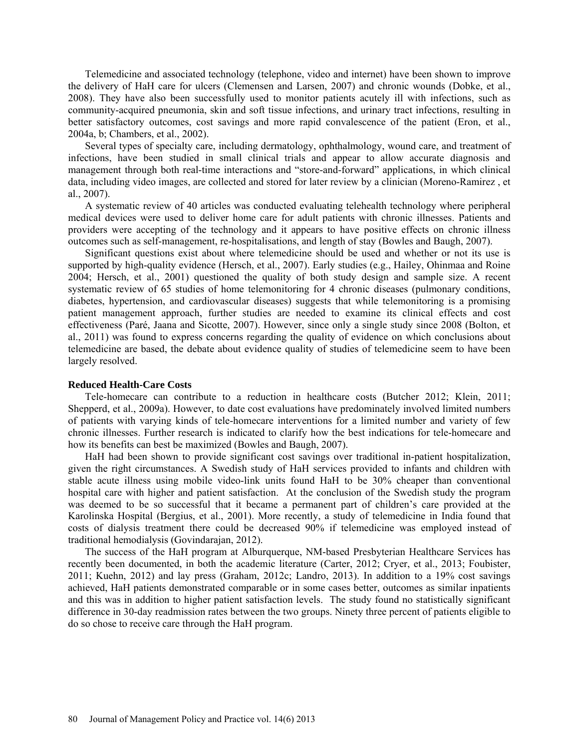Telemedicine and associated technology (telephone, video and internet) have been shown to improve the delivery of HaH care for ulcers (Clemensen and Larsen, 2007) and chronic wounds (Dobke, et al., 2008). They have also been successfully used to monitor patients acutely ill with infections, such as community-acquired pneumonia, skin and soft tissue infections, and urinary tract infections, resulting in better satisfactory outcomes, cost savings and more rapid convalescence of the patient (Eron, et al., 2004a, b; Chambers, et al., 2002).

Several types of specialty care, including dermatology, ophthalmology, wound care, and treatment of infections, have been studied in small clinical trials and appear to allow accurate diagnosis and management through both real-time interactions and "store-and-forward" applications, in which clinical data, including video images, are collected and stored for later review by a clinician (Moreno-Ramirez , et al., 2007).

A systematic review of 40 articles was conducted evaluating telehealth technology where peripheral medical devices were used to deliver home care for adult patients with chronic illnesses. Patients and providers were accepting of the technology and it appears to have positive effects on chronic illness outcomes such as self-management, re-hospitalisations, and length of stay (Bowles and Baugh, 2007).

Significant questions exist about where telemedicine should be used and whether or not its use is supported by high-quality evidence (Hersch, et al., 2007). Early studies (e.g., Hailey, Ohinmaa and Roine 2004; Hersch, et al., 2001) questioned the quality of both study design and sample size. A recent systematic review of 65 studies of home telemonitoring for 4 chronic diseases (pulmonary conditions, diabetes, hypertension, and cardiovascular diseases) suggests that while telemonitoring is a promising patient management approach, further studies are needed to examine its clinical effects and cost effectiveness (Paré, Jaana and Sicotte, 2007). However, since only a single study since 2008 (Bolton, et al., 2011) was found to express concerns regarding the quality of evidence on which conclusions about telemedicine are based, the debate about evidence quality of studies of telemedicine seem to have been largely resolved.

**Reduced Health-Care Costs**

Tele-homecare can contribute to a reduction in healthcare costs (Butcher 2012; Klein, 2011; Shepperd, et al., 2009a). However, to date cost evaluations have predominately involved limited numbers of patients with varying kinds of tele-homecare interventions for a limited number and variety of few chronic illnesses. Further research is indicated to clarify how the best indications for tele-homecare and how its benefits can best be maximized (Bowles and Baugh, 2007).

HaH had been shown to provide significant cost savings over traditional in-patient hospitalization, given the right circumstances. A Swedish study of HaH services provided to infants and children with stable acute illness using mobile video-link units found HaH to be 30% cheaper than conventional hospital care with higher and patient satisfaction. At the conclusion of the Swedish study the program was deemed to be so successful that it became a permanent part of children's care provided at the Karolinska Hospital (Bergius, et al., 2001). More recently, a study of telemedicine in India found that costs of dialysis treatment there could be decreased 90% if telemedicine was employed instead of traditional hemodialysis (Govindarajan, 2012).

The success of the HaH program at Alburquerque, NM-based Presbyterian Healthcare Services has recently been documented, in both the academic literature (Carter, 2012; Cryer, et al., 2013; Foubister, 2011; Kuehn, 2012) and lay press (Graham, 2012c; Landro, 2013). In addition to a 19% cost savings achieved, HaH patients demonstrated comparable or in some cases better, outcomes as similar inpatients and this was in addition to higher patient satisfaction levels. The study found no statistically significant difference in 30-day readmission rates between the two groups. Ninety three percent of patients eligible to do so chose to receive care through the HaH program.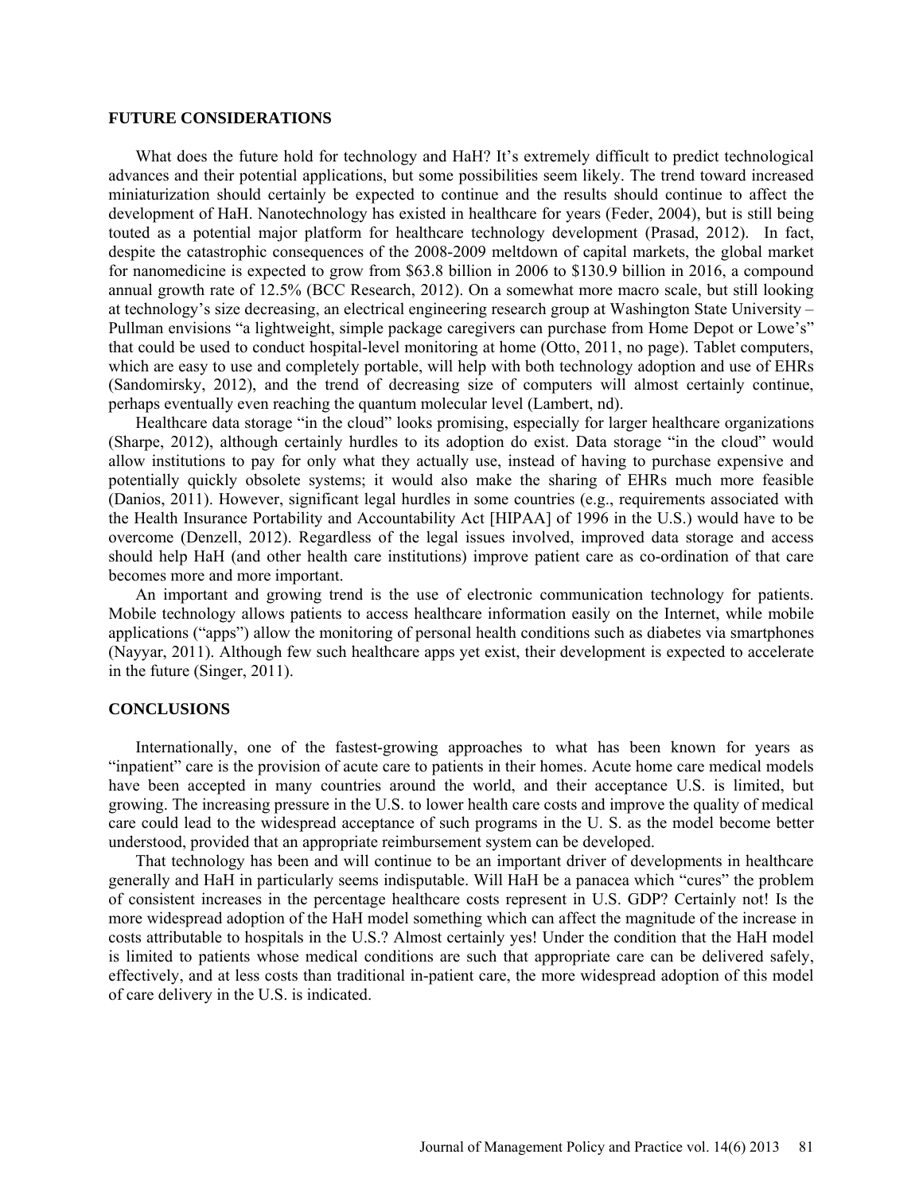## FUTURE CONSIDERATIONS

What does the future hold for technology and HaH? It's extremely difficult to predict technological advances and their potential applications, but some possibilities seem likely. The trend toward increased miniaturization should certainly be expected to continue and the results should continue to affect the development of HaH. Nanotechnology has existed in healthcare for years (Feder, 2004), but is still being touted as a potential major platform for healthcare technology development (Prasad, 2012). In fact, despite the catastrophic consequences of the 2008-2009 meltdown of capital markets, the global market for nanomedicine is expected to grow from $63.8 billion in 2006 to $130.9 billion in 2016, a compound annual growth rate of 12.5% (BCC Research, 2012). On a somewhat more macro scale, but still looking at technology's size decreasing, an electrical engineering research group at Washington State University – Pullman envisions "a lightweight, simple package caregivers can purchase from Home Depot or Lowe's" that could be used to conduct hospital-level monitoring at home (Otto, 2011, no page). Tablet computers, which are easy to use and completely portable, will help with both technology adoption and use of EHRs (Sandomirsky, 2012), and the trend of decreasing size of computers will almost certainly continue, perhaps eventually even reaching the quantum molecular level (Lambert, nd).

Healthcare data storage "in the cloud" looks promising, especially for larger healthcare organizations (Sharpe, 2012), although certainly hurdles to its adoption do exist. Data storage "in the cloud" would allow institutions to pay for only what they actually use, instead of having to purchase expensive and potentially quickly obsolete systems; it would also make the sharing of EHRs much more feasible (Danios, 2011). However, significant legal hurdles in some countries (e.g., requirements associated with the Health Insurance Portability and Accountability Act [HIPAA] of 1996 in the U.S.) would have to be overcome (Denzell, 2012). Regardless of the legal issues involved, improved data storage and access should help HaH (and other health care institutions) improve patient care as co-ordination of that care becomes more and more important.

An important and growing trend is the use of electronic communication technology for patients. Mobile technology allows patients to access healthcare information easily on the Internet, while mobile applications ("apps") allow the monitoring of personal health conditions such as diabetes via smartphones (Nayyar, 2011). Although few such healthcare apps yet exist, their development is expected to accelerate in the future (Singer, 2011).

## CONCLUSIONS

Internationally, one of the fastest-growing approaches to what has been known for years as "inpatient" care is the provision of acute care to patients in their homes. Acute home care medical models have been accepted in many countries around the world, and their acceptance U.S. is limited, but growing. The increasing pressure in the U.S. to lower health care costs and improve the quality of medical care could lead to the widespread acceptance of such programs in the U. S. as the model become better understood, provided that an appropriate reimbursement system can be developed.

That technology has been and will continue to be an important driver of developments in healthcare generally and HaH in particularly seems indisputable. Will HaH be a panacea which "cures" the problem of consistent increases in the percentage healthcare costs represent in U.S. GDP? Certainly not! Is the more widespread adoption of the HaH model something which can affect the magnitude of the increase in costs attributable to hospitals in the U.S.? Almost certainly yes! Under the condition that the HaH model is limited to patients whose medical conditions are such that appropriate care can be delivered safely, effectively, and at less costs than traditional in-patient care, the more widespread adoption of this model of care delivery in the U.S. is indicated.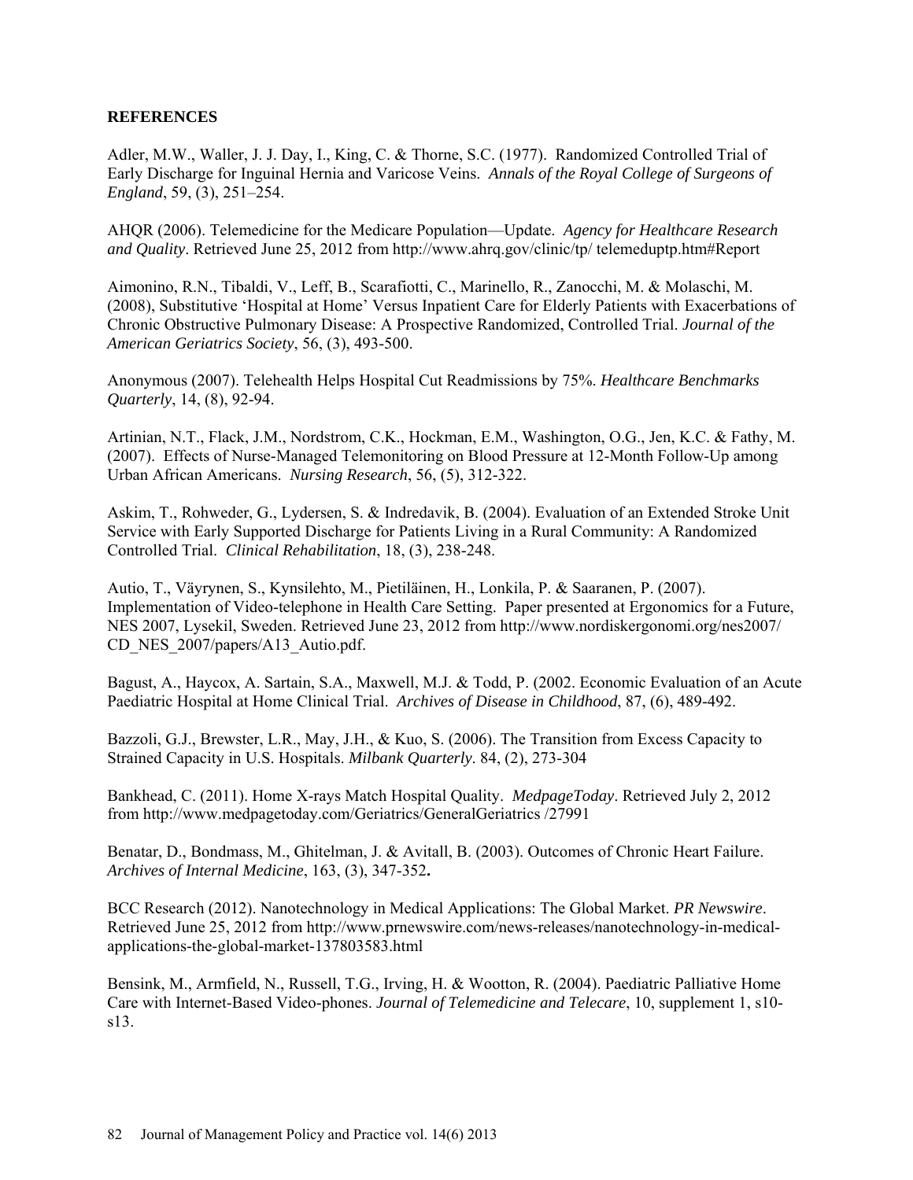**REFERENCES**

Adler, M.W., Waller, J. J. Day, I., King, C. & Thorne, S.C. (1977). Randomized Controlled Trial of Early Discharge for Inguinal Hernia and Varicose Veins. *Annals of the Royal College of Surgeons of England*, 59, (3), 251–254.

AHQR (2006). Telemedicine for the Medicare Population—Update. *Agency for Healthcare Research and Quality*. Retrieved June 25, 2012 from http://www.ahrq.gov/clinic/tp/ telemeduptp.htm#Report

Aimonino, R.N., Tibaldi, V., Leff, B., Scarafiotti, C., Marinello, R., Zanocchi, M. & Molaschi, M. (2008), Substitutive 'Hospital at Home' Versus Inpatient Care for Elderly Patients with Exacerbations of Chronic Obstructive Pulmonary Disease: A Prospective Randomized, Controlled Trial. *Journal of the American Geriatrics Society*, 56, (3), 493-500.

Anonymous (2007). Telehealth Helps Hospital Cut Readmissions by 75%. *Healthcare Benchmarks Quarterly*, 14, (8), 92-94.

Artinian, N.T., Flack, J.M., Nordstrom, C.K., Hockman, E.M., Washington, O.G., Jen, K.C. & Fathy, M. (2007). Effects of Nurse-Managed Telemonitoring on Blood Pressure at 12-Month Follow-Up among Urban African Americans. *Nursing Research*, 56, (5), 312-322.

Askim, T., Rohweder, G., Lydersen, S. & Indredavik, B. (2004). Evaluation of an Extended Stroke Unit Service with Early Supported Discharge for Patients Living in a Rural Community: A Randomized Controlled Trial. *Clinical Rehabilitation*, 18, (3), 238-248.

Autio, T., Väyrynen, S., Kynsilehto, M., Pietiläinen, H., Lonkila, P. & Saaranen, P. (2007). Implementation of Video-telephone in Health Care Setting. Paper presented at Ergonomics for a Future, NES 2007, Lysekil, Sweden. Retrieved June 23, 2012 from http://www.nordiskergonomi.org/nes2007/ CD_NES_2007/papers/A13_Autio.pdf.

Bagust, A., Haycox, A. Sartain, S.A., Maxwell, M.J. & Todd, P. (2002. Economic Evaluation of an Acute Paediatric Hospital at Home Clinical Trial. *Archives of Disease in Childhood*, 87, (6), 489-492.

Bazzoli, G.J., Brewster, L.R., May, J.H., & Kuo, S. (2006). The Transition from Excess Capacity to Strained Capacity in U.S. Hospitals. *Milbank Quarterly.* 84, (2), 273-304

Bankhead, C. (2011). Home X-rays Match Hospital Quality. *MedpageToday*. Retrieved July 2, 2012 from http://www.medpagetoday.com/Geriatrics/GeneralGeriatrics /27991

Benatar, D., Bondmass, M., Ghitelman, J. & Avitall, B. (2003). Outcomes of Chronic Heart Failure. *Archives of Internal Medicine*, 163, (3), 347-352**.**

BCC Research (2012). Nanotechnology in Medical Applications: The Global Market. *PR Newswire*. Retrieved June 25, 2012 from http://www.prnewswire.com/news-releases/nanotechnology-in-medical-applications-the-global-market-137803583.html

Bensink, M., Armfield, N., Russell, T.G., Irving, H. & Wootton, R. (2004). Paediatric Palliative Home Care with Internet-Based Video-phones. *Journal of Telemedicine and Telecare*, 10, supplement 1, s10-s13.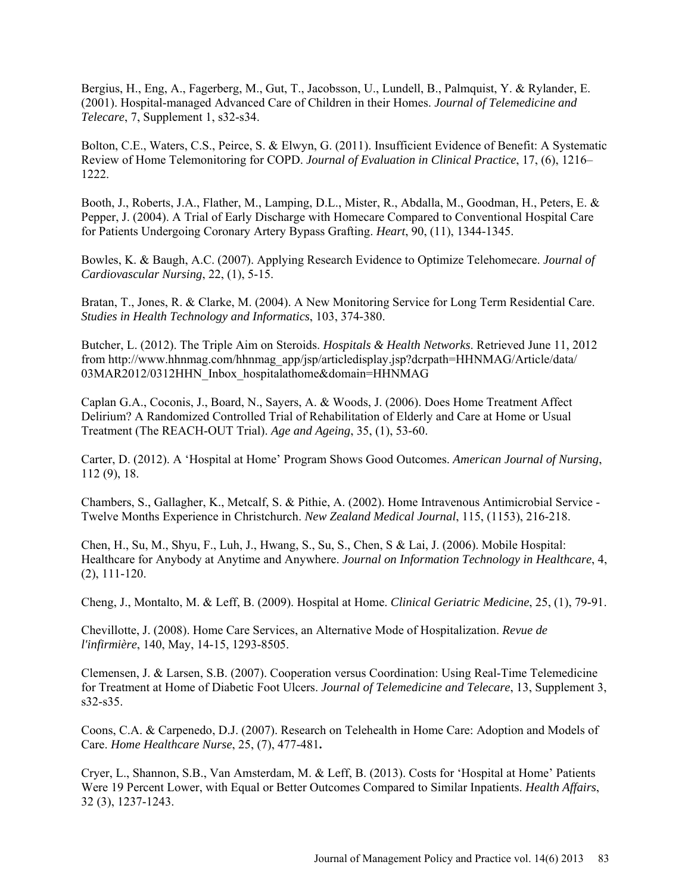Bergius, H., Eng, A., Fagerberg, M., Gut, T., Jacobsson, U., Lundell, B., Palmquist, Y. & Rylander, E. (2001). Hospital-managed Advanced Care of Children in their Homes. *Journal of Telemedicine and Telecare*, 7, Supplement 1, s32-s34.

Bolton, C.E., Waters, C.S., Peirce, S. & Elwyn, G. (2011). Insufficient Evidence of Benefit: A Systematic Review of Home Telemonitoring for COPD. *Journal of Evaluation in Clinical Practice*, 17, (6), 1216–1222.

Booth, J., Roberts, J.A., Flather, M., Lamping, D.L., Mister, R., Abdalla, M., Goodman, H., Peters, E. & Pepper, J. (2004). A Trial of Early Discharge with Homecare Compared to Conventional Hospital Care for Patients Undergoing Coronary Artery Bypass Grafting. *Heart*, 90, (11), 1344-1345.

Bowles, K. & Baugh, A.C. (2007). Applying Research Evidence to Optimize Telehomecare. *Journal of Cardiovascular Nursing*, 22, (1), 5-15.

Bratan, T., Jones, R. & Clarke, M. (2004). A New Monitoring Service for Long Term Residential Care. *Studies in Health Technology and Informatics*, 103, 374-380.

Butcher, L. (2012). The Triple Aim on Steroids. *Hospitals & Health Networks*. Retrieved June 11, 2012 from http://www.hhnmag.com/hhnmag_app/jsp/articledisplay.jsp?dcrpath=HHNMAG/Article/data/03MAR2012/0312HHN_Inbox_hospitalathome&domain=HHNMAG

Caplan G.A., Coconis, J., Board, N., Sayers, A. & Woods, J. (2006). Does Home Treatment Affect Delirium? A Randomized Controlled Trial of Rehabilitation of Elderly and Care at Home or Usual Treatment (The REACH-OUT Trial). *Age and Ageing*, 35, (1), 53-60.

Carter, D. (2012). A 'Hospital at Home' Program Shows Good Outcomes. *American Journal of Nursing*, 112 (9), 18.

Chambers, S., Gallagher, K., Metcalf, S. & Pithie, A. (2002). Home Intravenous Antimicrobial Service - Twelve Months Experience in Christchurch. *New Zealand Medical Journal*, 115, (1153), 216-218.

Chen, H., Su, M., Shyu, F., Luh, J., Hwang, S., Su, S., Chen, S & Lai, J. (2006). Mobile Hospital: Healthcare for Anybody at Anytime and Anywhere. *Journal on Information Technology in Healthcare*, 4, (2), 111-120.

Cheng, J., Montalto, M. & Leff, B. (2009). Hospital at Home. *Clinical Geriatric Medicine*, 25, (1), 79-91.

Chevillotte, J. (2008). Home Care Services, an Alternative Mode of Hospitalization. *Revue de l'infirmière*, 140, May, 14-15, 1293-8505.

Clemensen, J. & Larsen, S.B. (2007). Cooperation versus Coordination: Using Real-Time Telemedicine for Treatment at Home of Diabetic Foot Ulcers. *Journal of Telemedicine and Telecare*, 13, Supplement 3, s32-s35.

Coons, C.A. & Carpenedo, D.J. (2007). Research on Telehealth in Home Care: Adoption and Models of Care. *Home Healthcare Nurse*, 25, (7), 477-481**.**

Cryer, L., Shannon, S.B., Van Amsterdam, M. & Leff, B. (2013). Costs for 'Hospital at Home' Patients Were 19 Percent Lower, with Equal or Better Outcomes Compared to Similar Inpatients. *Health Affairs*, 32 (3), 1237-1243.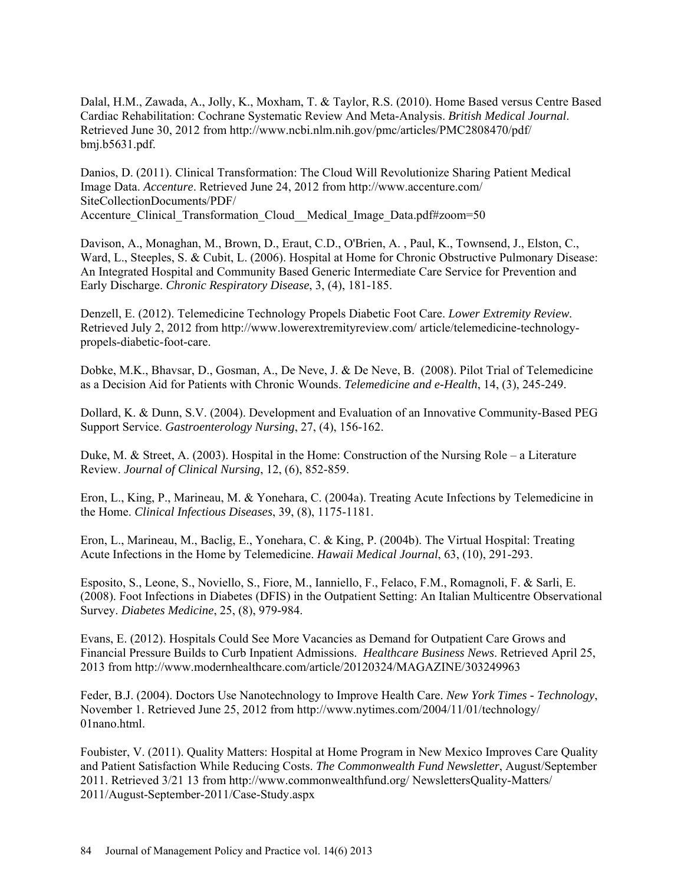Dalal, H.M., Zawada, A., Jolly, K., Moxham, T. & Taylor, R.S. (2010). Home Based versus Centre Based Cardiac Rehabilitation: Cochrane Systematic Review And Meta-Analysis. *British Medical Journal*. Retrieved June 30, 2012 from http://www.ncbi.nlm.nih.gov/pmc/articles/PMC2808470/pdf/bmj.b5631.pdf.

Danios, D. (2011). Clinical Transformation: The Cloud Will Revolutionize Sharing Patient Medical Image Data. *Accenture*. Retrieved June 24, 2012 from http://www.accenture.com/SiteCollectionDocuments/PDF/Accenture_Clinical_Transformation_Cloud__Medical_Image_Data.pdf#zoom=50

Davison, A., Monaghan, M., Brown, D., Eraut, C.D., O'Brien, A. , Paul, K., Townsend, J., Elston, C., Ward, L., Steeples, S. & Cubit, L. (2006). Hospital at Home for Chronic Obstructive Pulmonary Disease: An Integrated Hospital and Community Based Generic Intermediate Care Service for Prevention and Early Discharge. *Chronic Respiratory Disease*, 3, (4), 181-185.

Denzell, E. (2012). Telemedicine Technology Propels Diabetic Foot Care. *Lower Extremity Review*. Retrieved July 2, 2012 from http://www.lowerextremityreview.com/ article/telemedicine-technology-propels-diabetic-foot-care.

Dobke, M.K., Bhavsar, D., Gosman, A., De Neve, J. & De Neve, B. (2008). Pilot Trial of Telemedicine as a Decision Aid for Patients with Chronic Wounds. *Telemedicine and e-Health*, 14, (3), 245-249.

Dollard, K. & Dunn, S.V. (2004). Development and Evaluation of an Innovative Community-Based PEG Support Service. *Gastroenterology Nursing*, 27, (4), 156-162.

Duke, M. & Street, A. (2003). Hospital in the Home: Construction of the Nursing Role – a Literature Review. *Journal of Clinical Nursing*, 12, (6), 852-859.

Eron, L., King, P., Marineau, M. & Yonehara, C. (2004a). Treating Acute Infections by Telemedicine in the Home. *Clinical Infectious Diseases*, 39, (8), 1175-1181.

Eron, L., Marineau, M., Baclig, E., Yonehara, C. & King, P. (2004b). The Virtual Hospital: Treating Acute Infections in the Home by Telemedicine. *Hawaii Medical Journal*, 63, (10), 291-293.

Esposito, S., Leone, S., Noviello, S., Fiore, M., Ianniello, F., Felaco, F.M., Romagnoli, F. & Sarli, E. (2008). Foot Infections in Diabetes (DFIS) in the Outpatient Setting: An Italian Multicentre Observational Survey. *Diabetes Medicine*, 25, (8), 979-984.

Evans, E. (2012). Hospitals Could See More Vacancies as Demand for Outpatient Care Grows and Financial Pressure Builds to Curb Inpatient Admissions. *Healthcare Business News*. Retrieved April 25, 2013 from http://www.modernhealthcare.com/article/20120324/MAGAZINE/303249963

Feder, B.J. (2004). Doctors Use Nanotechnology to Improve Health Care. *New York Times - Technology*, November 1. Retrieved June 25, 2012 from http://www.nytimes.com/2004/11/01/technology/01nano.html.

Foubister, V. (2011). Quality Matters: Hospital at Home Program in New Mexico Improves Care Quality and Patient Satisfaction While Reducing Costs. *The Commonwealth Fund Newsletter*, August/September 2011. Retrieved 3/21 13 from http://www.commonwealthfund.org/ NewslettersQuality-Matters/2011/August-September-2011/Case-Study.aspx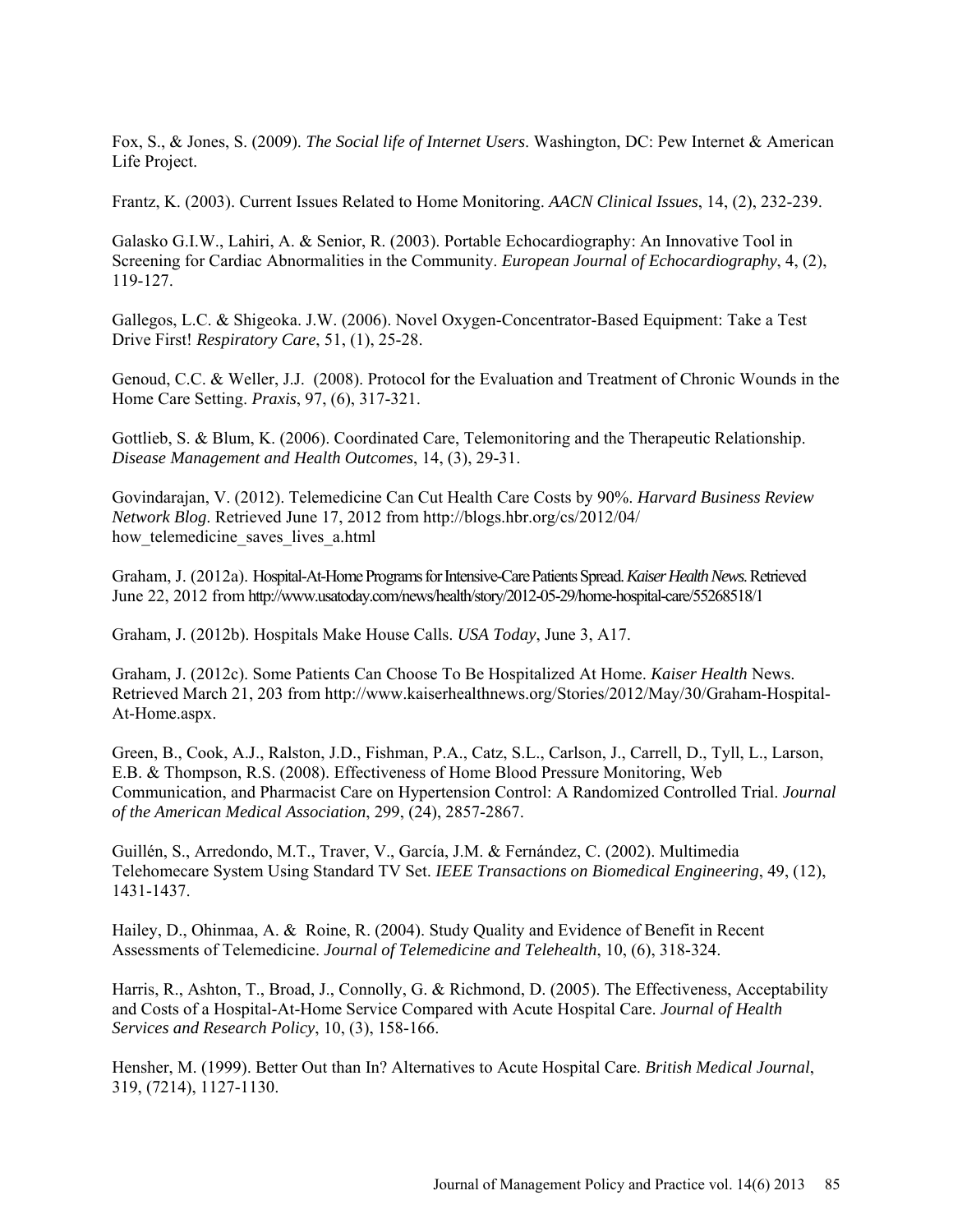Fox, S., & Jones, S. (2009). *The Social life of Internet Users*. Washington, DC: Pew Internet & American Life Project.

Frantz, K. (2003). Current Issues Related to Home Monitoring. *AACN Clinical Issues*, 14, (2), 232-239.

Galasko G.I.W., Lahiri, A. & Senior, R. (2003). Portable Echocardiography: An Innovative Tool in Screening for Cardiac Abnormalities in the Community. *European Journal of Echocardiography*, 4, (2), 119-127.

Gallegos, L.C. & Shigeoka. J.W. (2006). Novel Oxygen-Concentrator-Based Equipment: Take a Test Drive First! *Respiratory Care*, 51, (1), 25-28.

Genoud, C.C. & Weller, J.J. (2008). Protocol for the Evaluation and Treatment of Chronic Wounds in the Home Care Setting. *Praxis*, 97, (6), 317-321.

Gottlieb, S. & Blum, K. (2006). Coordinated Care, Telemonitoring and the Therapeutic Relationship. *Disease Management and Health Outcomes*, 14, (3), 29-31.

Govindarajan, V. (2012). Telemedicine Can Cut Health Care Costs by 90%. *Harvard Business Review Network Blog*. Retrieved June 17, 2012 from http://blogs.hbr.org/cs/2012/04/how_telemedicine_saves_lives_a.html

Graham, J. (2012a). Hospital-At-Home Programs for Intensive-Care Patients Spread. *Kaiser Health News*. Retrieved June 22, 2012 from http://www.usatoday.com/news/health/story/2012-05-29/home-hospital-care/55268518/1

Graham, J. (2012b). Hospitals Make House Calls. *USA Today*, June 3, A17.

Graham, J. (2012c). Some Patients Can Choose To Be Hospitalized At Home. *Kaiser Health* News. Retrieved March 21, 203 from http://www.kaiserhealthnews.org/Stories/2012/May/30/Graham-Hospital-At-Home.aspx.

Green, B., Cook, A.J., Ralston, J.D., Fishman, P.A., Catz, S.L., Carlson, J., Carrell, D., Tyll, L., Larson, E.B. & Thompson, R.S. (2008). Effectiveness of Home Blood Pressure Monitoring, Web Communication, and Pharmacist Care on Hypertension Control: A Randomized Controlled Trial. *Journal of the American Medical Association*, 299, (24), 2857-2867.

Guillén, S., Arredondo, M.T., Traver, V., García, J.M. & Fernández, C. (2002). Multimedia Telehomecare System Using Standard TV Set. *IEEE Transactions on Biomedical Engineering*, 49, (12), 1431-1437.

Hailey, D., Ohinmaa, A. & Roine, R. (2004). Study Quality and Evidence of Benefit in Recent Assessments of Telemedicine. *Journal of Telemedicine and Telehealth*, 10, (6), 318-324.

Harris, R., Ashton, T., Broad, J., Connolly, G. & Richmond, D. (2005). The Effectiveness, Acceptability and Costs of a Hospital-At-Home Service Compared with Acute Hospital Care. *Journal of Health Services and Research Policy*, 10, (3), 158-166.

Hensher, M. (1999). Better Out than In? Alternatives to Acute Hospital Care. *British Medical Journal*, 319, (7214), 1127-1130.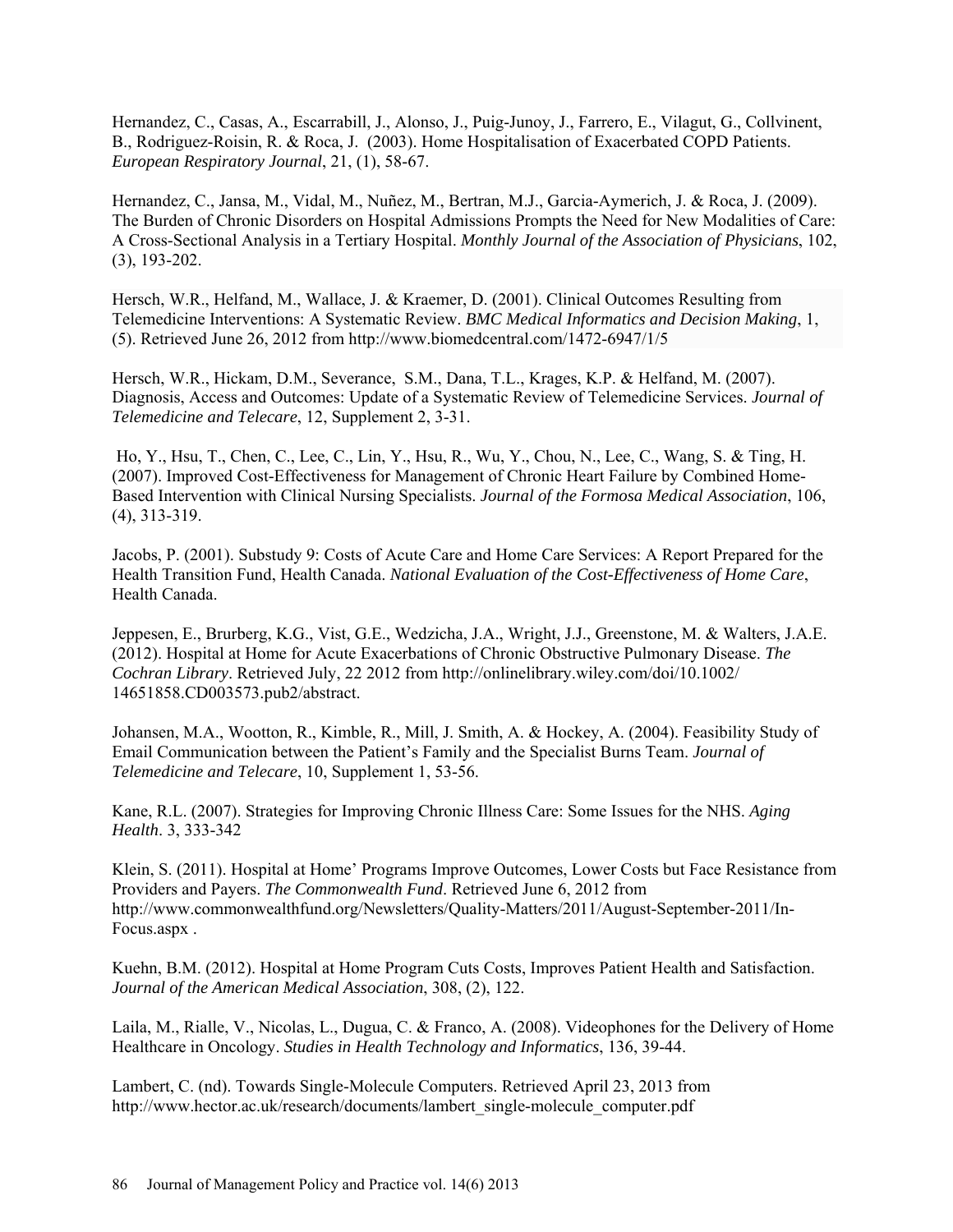Hernandez, C., Casas, A., Escarrabill, J., Alonso, J., Puig-Junoy, J., Farrero, E., Vilagut, G., Collvinent, B., Rodriguez-Roisin, R. & Roca, J. (2003). Home Hospitalisation of Exacerbated COPD Patients. *European Respiratory Journal*, 21, (1), 58-67.

Hernandez, C., Jansa, M., Vidal, M., Nuñez, M., Bertran, M.J., Garcia-Aymerich, J. & Roca, J. (2009). The Burden of Chronic Disorders on Hospital Admissions Prompts the Need for New Modalities of Care: A Cross-Sectional Analysis in a Tertiary Hospital. *Monthly Journal of the Association of Physicians*, 102, (3), 193-202.

Hersch, W.R., Helfand, M., Wallace, J. & Kraemer, D. (2001). Clinical Outcomes Resulting from Telemedicine Interventions: A Systematic Review. *BMC Medical Informatics and Decision Making*, 1, (5). Retrieved June 26, 2012 from http://www.biomedcentral.com/1472-6947/1/5

Hersch, W.R., Hickam, D.M., Severance, S.M., Dana, T.L., Krages, K.P. & Helfand, M. (2007). Diagnosis, Access and Outcomes: Update of a Systematic Review of Telemedicine Services. *Journal of Telemedicine and Telecare*, 12, Supplement 2, 3-31.

Ho, Y., Hsu, T., Chen, C., Lee, C., Lin, Y., Hsu, R., Wu, Y., Chou, N., Lee, C., Wang, S. & Ting, H. (2007). Improved Cost-Effectiveness for Management of Chronic Heart Failure by Combined Home-Based Intervention with Clinical Nursing Specialists. *Journal of the Formosa Medical Association*, 106, (4), 313-319.

Jacobs, P. (2001). Substudy 9: Costs of Acute Care and Home Care Services: A Report Prepared for the Health Transition Fund, Health Canada. *National Evaluation of the Cost-Effectiveness of Home Care*, Health Canada.

Jeppesen, E., Brurberg, K.G., Vist, G.E., Wedzicha, J.A., Wright, J.J., Greenstone, M. & Walters, J.A.E. (2012). Hospital at Home for Acute Exacerbations of Chronic Obstructive Pulmonary Disease. *The Cochran Library*. Retrieved July, 22 2012 from http://onlinelibrary.wiley.com/doi/10.1002/14651858.CD003573.pub2/abstract.

Johansen, M.A., Wootton, R., Kimble, R., Mill, J. Smith, A. & Hockey, A. (2004). Feasibility Study of Email Communication between the Patient's Family and the Specialist Burns Team. *Journal of Telemedicine and Telecare*, 10, Supplement 1, 53-56.

Kane, R.L. (2007). Strategies for Improving Chronic Illness Care: Some Issues for the NHS. *Aging Health*. 3, 333-342

Klein, S. (2011). Hospital at Home' Programs Improve Outcomes, Lower Costs but Face Resistance from Providers and Payers. *The Commonwealth Fund*. Retrieved June 6, 2012 from http://www.commonwealthfund.org/Newsletters/Quality-Matters/2011/August-September-2011/In-Focus.aspx .

Kuehn, B.M. (2012). Hospital at Home Program Cuts Costs, Improves Patient Health and Satisfaction. *Journal of the American Medical Association*, 308, (2), 122.

Laila, M., Rialle, V., Nicolas, L., Dugua, C. & Franco, A. (2008). Videophones for the Delivery of Home Healthcare in Oncology. *Studies in Health Technology and Informatics*, 136, 39-44.

Lambert, C. (nd). Towards Single-Molecule Computers. Retrieved April 23, 2013 from http://www.hector.ac.uk/research/documents/lambert_single-molecule_computer.pdf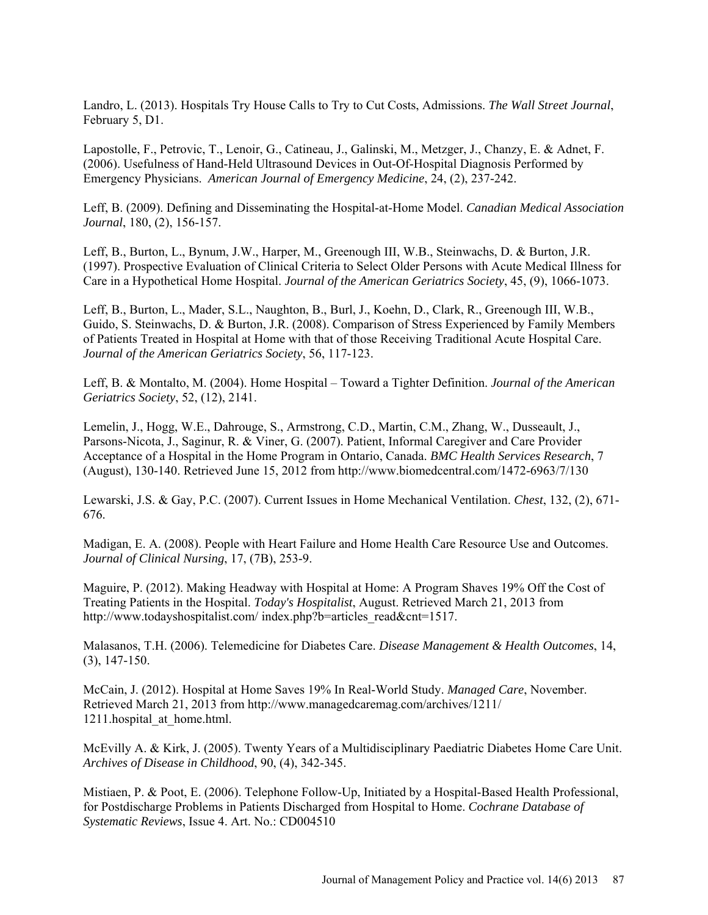Landro, L. (2013). Hospitals Try House Calls to Try to Cut Costs, Admissions. *The Wall Street Journal*, February 5, D1.

Lapostolle, F., Petrovic, T., Lenoir, G., Catineau, J., Galinski, M., Metzger, J., Chanzy, E. & Adnet, F. (2006). Usefulness of Hand-Held Ultrasound Devices in Out-Of-Hospital Diagnosis Performed by Emergency Physicians. *American Journal of Emergency Medicine*, 24, (2), 237-242.

Leff, B. (2009). Defining and Disseminating the Hospital-at-Home Model. *Canadian Medical Association Journal*, 180, (2), 156-157.

Leff, B., Burton, L., Bynum, J.W., Harper, M., Greenough III, W.B., Steinwachs, D. & Burton, J.R. (1997). Prospective Evaluation of Clinical Criteria to Select Older Persons with Acute Medical Illness for Care in a Hypothetical Home Hospital. *Journal of the American Geriatrics Society*, 45, (9), 1066-1073.

Leff, B., Burton, L., Mader, S.L., Naughton, B., Burl, J., Koehn, D., Clark, R., Greenough III, W.B., Guido, S. Steinwachs, D. & Burton, J.R. (2008). Comparison of Stress Experienced by Family Members of Patients Treated in Hospital at Home with that of those Receiving Traditional Acute Hospital Care. *Journal of the American Geriatrics Society*, 56, 117-123.

Leff, B. & Montalto, M. (2004). Home Hospital – Toward a Tighter Definition. *Journal of the American Geriatrics Society*, 52, (12), 2141.

Lemelin, J., Hogg, W.E., Dahrouge, S., Armstrong, C.D., Martin, C.M., Zhang, W., Dusseault, J., Parsons-Nicota, J., Saginur, R. & Viner, G. (2007). Patient, Informal Caregiver and Care Provider Acceptance of a Hospital in the Home Program in Ontario, Canada. *BMC Health Services Research*, 7 (August), 130-140. Retrieved June 15, 2012 from http://www.biomedcentral.com/1472-6963/7/130

Lewarski, J.S. & Gay, P.C. (2007). Current Issues in Home Mechanical Ventilation. *Chest*, 132, (2), 671-676.

Madigan, E. A. (2008). People with Heart Failure and Home Health Care Resource Use and Outcomes. *Journal of Clinical Nursing*, 17, (7B), 253-9.

Maguire, P. (2012). Making Headway with Hospital at Home: A Program Shaves 19% Off the Cost of Treating Patients in the Hospital. *Today's Hospitalist*, August. Retrieved March 21, 2013 from http://www.todayshospitalist.com/ index.php?b=articles_read&cnt=1517.

Malasanos, T.H. (2006). Telemedicine for Diabetes Care. *Disease Management & Health Outcomes*, 14, (3), 147-150.

McCain, J. (2012). Hospital at Home Saves 19% In Real-World Study. *Managed Care*, November. Retrieved March 21, 2013 from http://www.managedcaremag.com/archives/1211/ 1211.hospital_at_home.html.

McEvilly A. & Kirk, J. (2005). Twenty Years of a Multidisciplinary Paediatric Diabetes Home Care Unit. *Archives of Disease in Childhood*, 90, (4), 342-345.

Mistiaen, P. & Poot, E. (2006). Telephone Follow-Up, Initiated by a Hospital-Based Health Professional, for Postdischarge Problems in Patients Discharged from Hospital to Home. *Cochrane Database of Systematic Reviews*, Issue 4. Art. No.: CD004510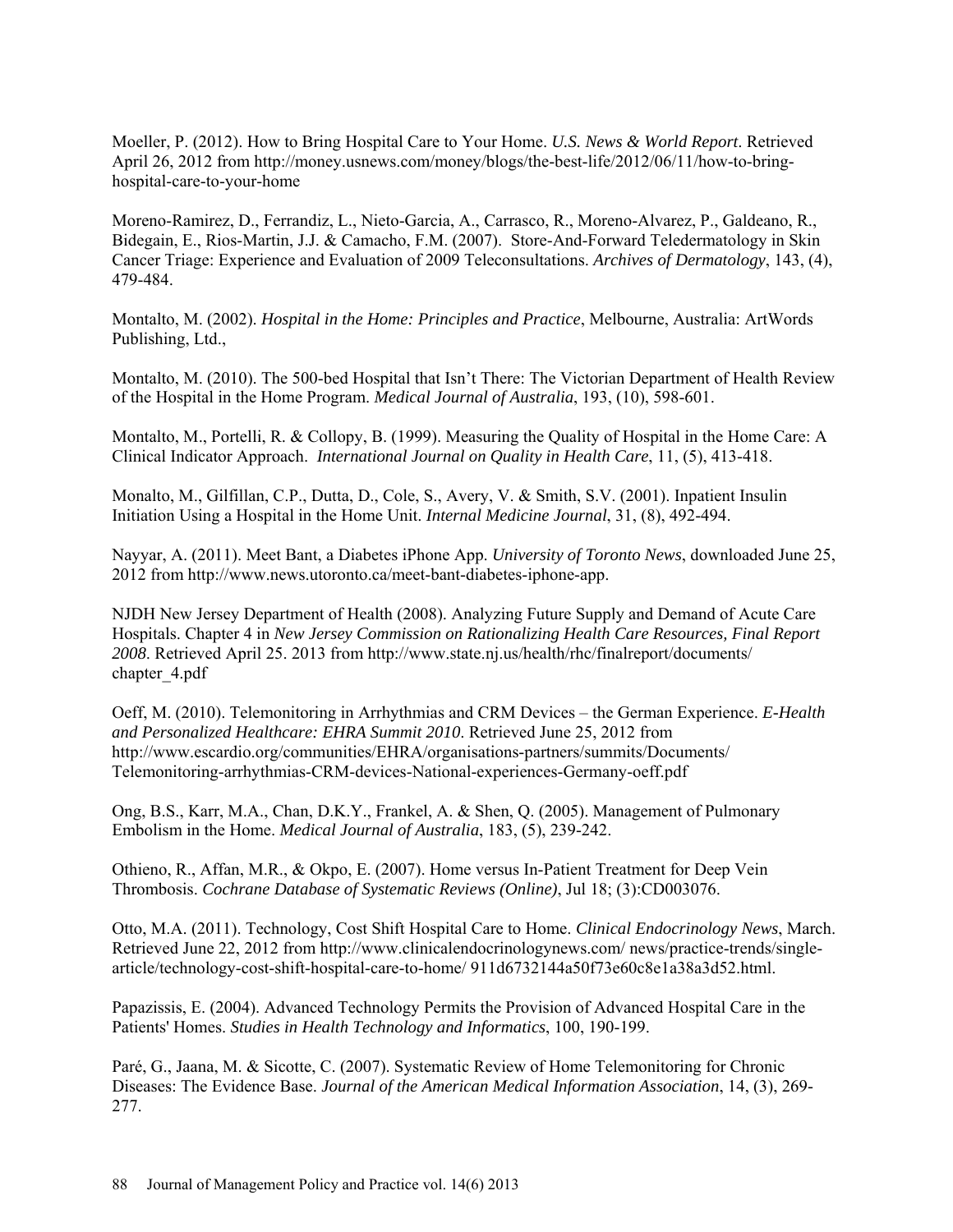Moeller, P. (2012). How to Bring Hospital Care to Your Home. *U.S. News & World Report*. Retrieved April 26, 2012 from http://money.usnews.com/money/blogs/the-best-life/2012/06/11/how-to-bring-hospital-care-to-your-home

Moreno-Ramirez, D., Ferrandiz, L., Nieto-Garcia, A., Carrasco, R., Moreno-Alvarez, P., Galdeano, R., Bidegain, E., Rios-Martin, J.J. & Camacho, F.M. (2007). Store-And-Forward Teledermatology in Skin Cancer Triage: Experience and Evaluation of 2009 Teleconsultations. *Archives of Dermatology*, 143, (4), 479-484.

Montalto, M. (2002). *Hospital in the Home: Principles and Practice*, Melbourne, Australia: ArtWords Publishing, Ltd.,

Montalto, M. (2010). The 500-bed Hospital that Isn't There: The Victorian Department of Health Review of the Hospital in the Home Program. *Medical Journal of Australia*, 193, (10), 598-601.

Montalto, M., Portelli, R. & Collopy, B. (1999). Measuring the Quality of Hospital in the Home Care: A Clinical Indicator Approach. *International Journal on Quality in Health Care*, 11, (5), 413-418.

Monalto, M., Gilfillan, C.P., Dutta, D., Cole, S., Avery, V. & Smith, S.V. (2001). Inpatient Insulin Initiation Using a Hospital in the Home Unit. *Internal Medicine Journal*, 31, (8), 492-494.

Nayyar, A. (2011). Meet Bant, a Diabetes iPhone App. *University of Toronto News*, downloaded June 25, 2012 from http://www.news.utoronto.ca/meet-bant-diabetes-iphone-app.

NJDH New Jersey Department of Health (2008). Analyzing Future Supply and Demand of Acute Care Hospitals. Chapter 4 in *New Jersey Commission on Rationalizing Health Care Resources, Final Report 2008*. Retrieved April 25. 2013 from http://www.state.nj.us/health/rhc/finalreport/documents/chapter_4.pdf

Oeff, M. (2010). Telemonitoring in Arrhythmias and CRM Devices – the German Experience. *E-Health and Personalized Healthcare: EHRA Summit 2010*. Retrieved June 25, 2012 from http://www.escardio.org/communities/EHRA/organisations-partners/summits/Documents/Telemonitoring-arrhythmias-CRM-devices-National-experiences-Germany-oeff.pdf

Ong, B.S., Karr, M.A., Chan, D.K.Y., Frankel, A. & Shen, Q. (2005). Management of Pulmonary Embolism in the Home. *Medical Journal of Australia*, 183, (5), 239-242.

Othieno, R., Affan, M.R., & Okpo, E. (2007). Home versus In-Patient Treatment for Deep Vein Thrombosis. *Cochrane Database of Systematic Reviews (Online)*, Jul 18; (3):CD003076.

Otto, M.A. (2011). Technology, Cost Shift Hospital Care to Home. *Clinical Endocrinology News*, March. Retrieved June 22, 2012 from http://www.clinicalendocrinologynews.com/ news/practice-trends/single-article/technology-cost-shift-hospital-care-to-home/ 911d6732144a50f73e60c8e1a38a3d52.html.

Papazissis, E. (2004). Advanced Technology Permits the Provision of Advanced Hospital Care in the Patients' Homes. *Studies in Health Technology and Informatics*, 100, 190-199.

Paré, G., Jaana, M. & Sicotte, C. (2007). Systematic Review of Home Telemonitoring for Chronic Diseases: The Evidence Base. *Journal of the American Medical Information Association*, 14, (3), 269-277.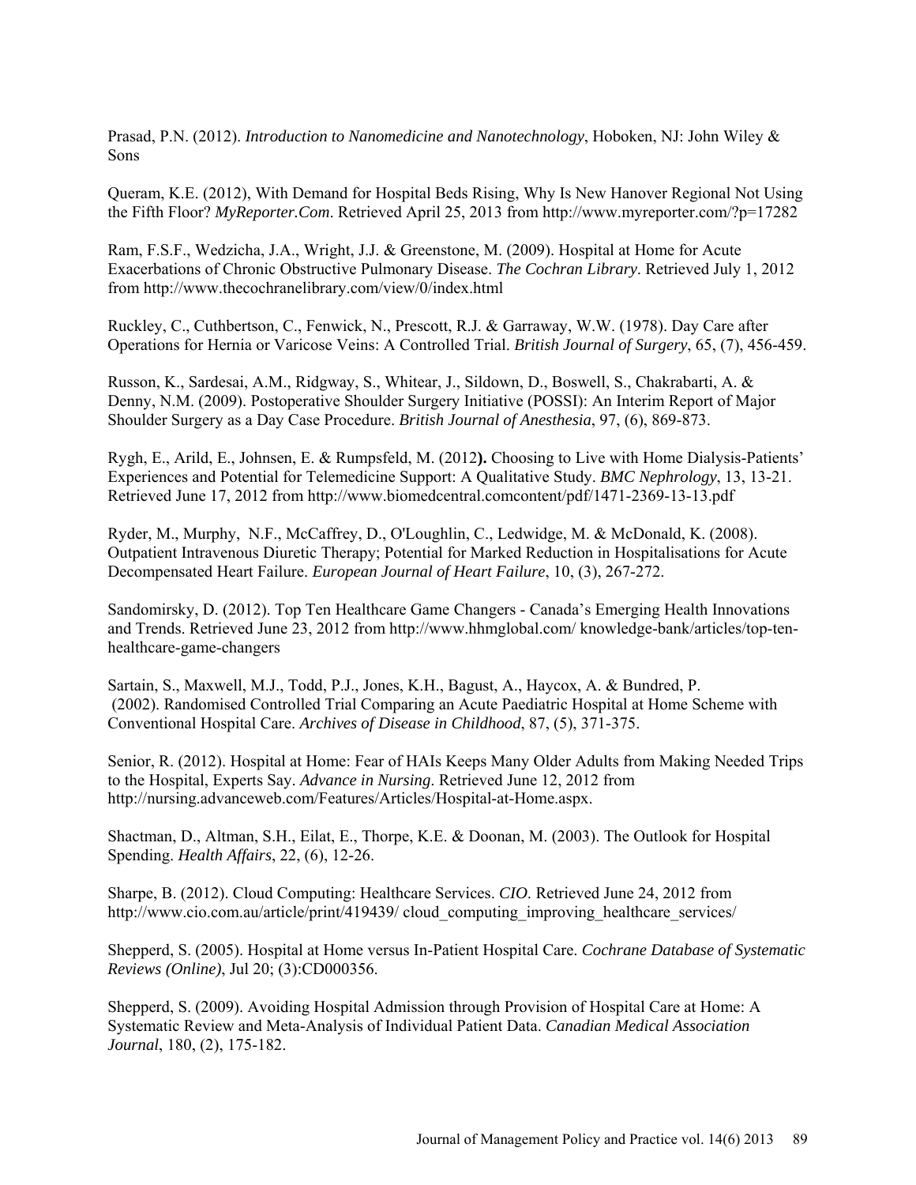Prasad, P.N. (2012). *Introduction to Nanomedicine and Nanotechnology*, Hoboken, NJ: John Wiley & Sons

Queram, K.E. (2012), With Demand for Hospital Beds Rising, Why Is New Hanover Regional Not Using the Fifth Floor? *MyReporter.Com*. Retrieved April 25, 2013 from http://www.myreporter.com/?p=17282

Ram, F.S.F., Wedzicha, J.A., Wright, J.J. & Greenstone, M. (2009). Hospital at Home for Acute Exacerbations of Chronic Obstructive Pulmonary Disease. *The Cochran Library*. Retrieved July 1, 2012 from http://www.thecochranelibrary.com/view/0/index.html

Ruckley, C., Cuthbertson, C., Fenwick, N., Prescott, R.J. & Garraway, W.W. (1978). Day Care after Operations for Hernia or Varicose Veins: A Controlled Trial. *British Journal of Surgery*, 65, (7), 456-459.

Russon, K., Sardesai, A.M., Ridgway, S., Whitear, J., Sildown, D., Boswell, S., Chakrabarti, A. & Denny, N.M. (2009). Postoperative Shoulder Surgery Initiative (POSSI): An Interim Report of Major Shoulder Surgery as a Day Case Procedure. *British Journal of Anesthesia*, 97, (6), 869-873.

Rygh, E., Arild, E., Johnsen, E. & Rumpsfeld, M. (2012**).** Choosing to Live with Home Dialysis-Patients' Experiences and Potential for Telemedicine Support: A Qualitative Study. *BMC Nephrology*, 13, 13-21. Retrieved June 17, 2012 from http://www.biomedcentral.comcontent/pdf/1471-2369-13-13.pdf

Ryder, M., Murphy, N.F., McCaffrey, D., O'Loughlin, C., Ledwidge, M. & McDonald, K. (2008). Outpatient Intravenous Diuretic Therapy; Potential for Marked Reduction in Hospitalisations for Acute Decompensated Heart Failure. *European Journal of Heart Failure*, 10, (3), 267-272.

Sandomirsky, D. (2012). Top Ten Healthcare Game Changers - Canada's Emerging Health Innovations and Trends. Retrieved June 23, 2012 from http://www.hhmglobal.com/ knowledge-bank/articles/top-ten-healthcare-game-changers

Sartain, S., Maxwell, M.J., Todd, P.J., Jones, K.H., Bagust, A., Haycox, A. & Bundred, P. (2002). Randomised Controlled Trial Comparing an Acute Paediatric Hospital at Home Scheme with Conventional Hospital Care. *Archives of Disease in Childhood*, 87, (5), 371-375.

Senior, R. (2012). Hospital at Home: Fear of HAIs Keeps Many Older Adults from Making Needed Trips to the Hospital, Experts Say. *Advance in Nursing*. Retrieved June 12, 2012 from http://nursing.advanceweb.com/Features/Articles/Hospital-at-Home.aspx.

Shactman, D., Altman, S.H., Eilat, E., Thorpe, K.E. & Doonan, M. (2003). The Outlook for Hospital Spending. *Health Affairs*, 22, (6), 12-26.

Sharpe, B. (2012). Cloud Computing: Healthcare Services. *CIO*. Retrieved June 24, 2012 from http://www.cio.com.au/article/print/419439/ cloud_computing_improving_healthcare_services/

Shepperd, S. (2005). Hospital at Home versus In-Patient Hospital Care. *Cochrane Database of Systematic Reviews (Online)*, Jul 20; (3):CD000356.

Shepperd, S. (2009). Avoiding Hospital Admission through Provision of Hospital Care at Home: A Systematic Review and Meta-Analysis of Individual Patient Data. *Canadian Medical Association Journal*, 180, (2), 175-182.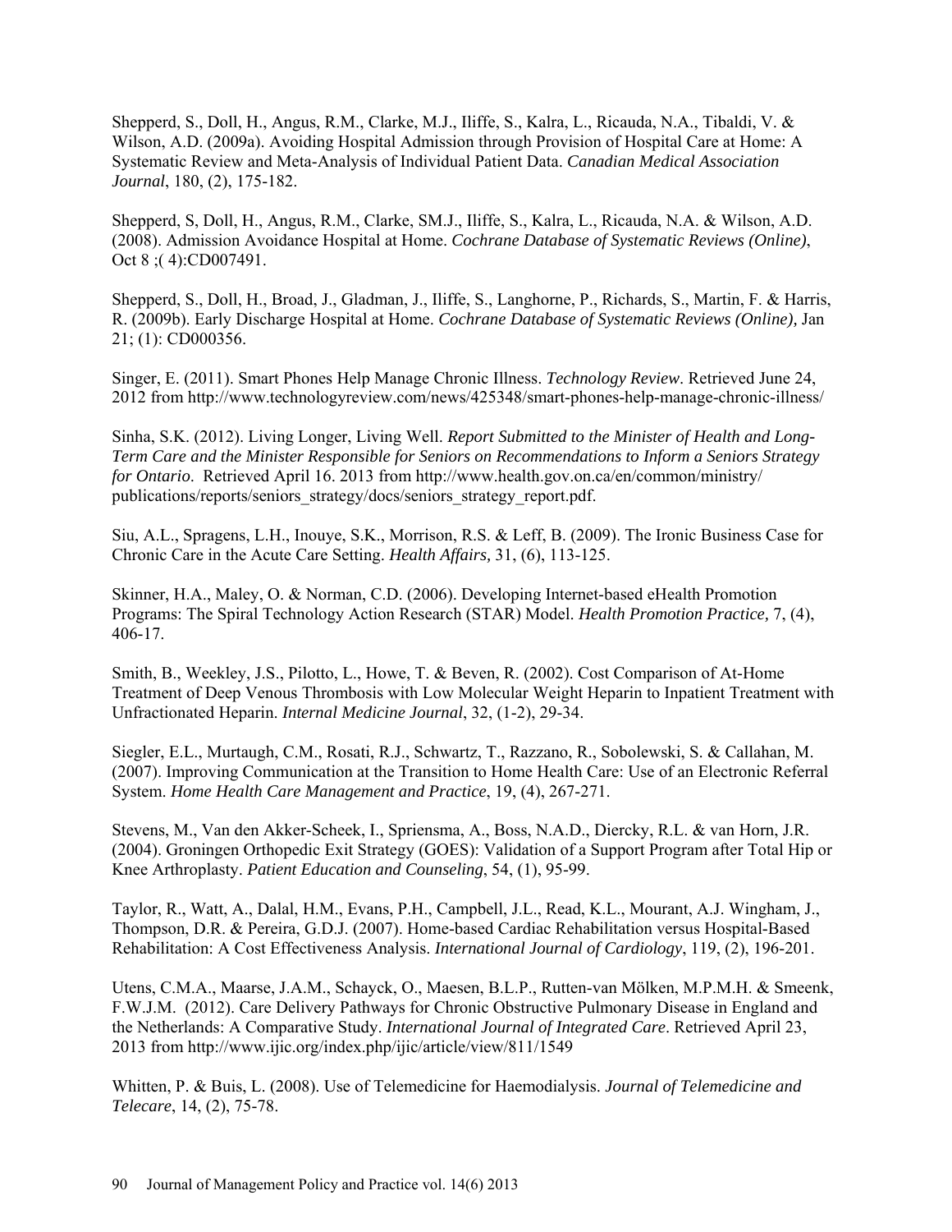Shepperd, S., Doll, H., Angus, R.M., Clarke, M.J., Iliffe, S., Kalra, L., Ricauda, N.A., Tibaldi, V. & Wilson, A.D. (2009a). Avoiding Hospital Admission through Provision of Hospital Care at Home: A Systematic Review and Meta-Analysis of Individual Patient Data. *Canadian Medical Association Journal*, 180, (2), 175-182.

Shepperd, S, Doll, H., Angus, R.M., Clarke, SM.J., Iliffe, S., Kalra, L., Ricauda, N.A. & Wilson, A.D. (2008). Admission Avoidance Hospital at Home. *Cochrane Database of Systematic Reviews (Online)*, Oct 8 ;( 4):CD007491.

Shepperd, S., Doll, H., Broad, J., Gladman, J., Iliffe, S., Langhorne, P., Richards, S., Martin, F. & Harris, R. (2009b). Early Discharge Hospital at Home. *Cochrane Database of Systematic Reviews (Online),* Jan 21; (1): CD000356.

Singer, E. (2011). Smart Phones Help Manage Chronic Illness. *Technology Review*. Retrieved June 24, 2012 from http://www.technologyreview.com/news/425348/smart-phones-help-manage-chronic-illness/

Sinha, S.K. (2012). Living Longer, Living Well. *Report Submitted to the Minister of Health and Long-Term Care and the Minister Responsible for Seniors on Recommendations to Inform a Seniors Strategy for Ontario*. Retrieved April 16. 2013 from http://www.health.gov.on.ca/en/common/ministry/publications/reports/seniors_strategy/docs/seniors_strategy_report.pdf.

Siu, A.L., Spragens, L.H., Inouye, S.K., Morrison, R.S. & Leff, B. (2009). The Ironic Business Case for Chronic Care in the Acute Care Setting. *Health Affairs,* 31, (6), 113-125.

Skinner, H.A., Maley, O. & Norman, C.D. (2006). Developing Internet-based eHealth Promotion Programs: The Spiral Technology Action Research (STAR) Model. *Health Promotion Practice,* 7, (4), 406-17.

Smith, B., Weekley, J.S., Pilotto, L., Howe, T. & Beven, R. (2002). Cost Comparison of At-Home Treatment of Deep Venous Thrombosis with Low Molecular Weight Heparin to Inpatient Treatment with Unfractionated Heparin. *Internal Medicine Journal*, 32, (1-2), 29-34.

Siegler, E.L., Murtaugh, C.M., Rosati, R.J., Schwartz, T., Razzano, R., Sobolewski, S. & Callahan, M. (2007). Improving Communication at the Transition to Home Health Care: Use of an Electronic Referral System. *Home Health Care Management and Practice*, 19, (4), 267-271.

Stevens, M., Van den Akker-Scheek, I., Spriensma, A., Boss, N.A.D., Diercky, R.L. & van Horn, J.R. (2004). Groningen Orthopedic Exit Strategy (GOES): Validation of a Support Program after Total Hip or Knee Arthroplasty. *Patient Education and Counseling*, 54, (1), 95-99.

Taylor, R., Watt, A., Dalal, H.M., Evans, P.H., Campbell, J.L., Read, K.L., Mourant, A.J. Wingham, J., Thompson, D.R. & Pereira, G.D.J. (2007). Home-based Cardiac Rehabilitation versus Hospital-Based Rehabilitation: A Cost Effectiveness Analysis. *International Journal of Cardiology*, 119, (2), 196-201.

Utens, C.M.A., Maarse, J.A.M., Schayck, O., Maesen, B.L.P., Rutten-van Mölken, M.P.M.H. & Smeenk, F.W.J.M. (2012). Care Delivery Pathways for Chronic Obstructive Pulmonary Disease in England and the Netherlands: A Comparative Study. *International Journal of Integrated Care*. Retrieved April 23, 2013 from http://www.ijic.org/index.php/ijic/article/view/811/1549

Whitten, P. & Buis, L. (2008). Use of Telemedicine for Haemodialysis. *Journal of Telemedicine and Telecare*, 14, (2), 75-78.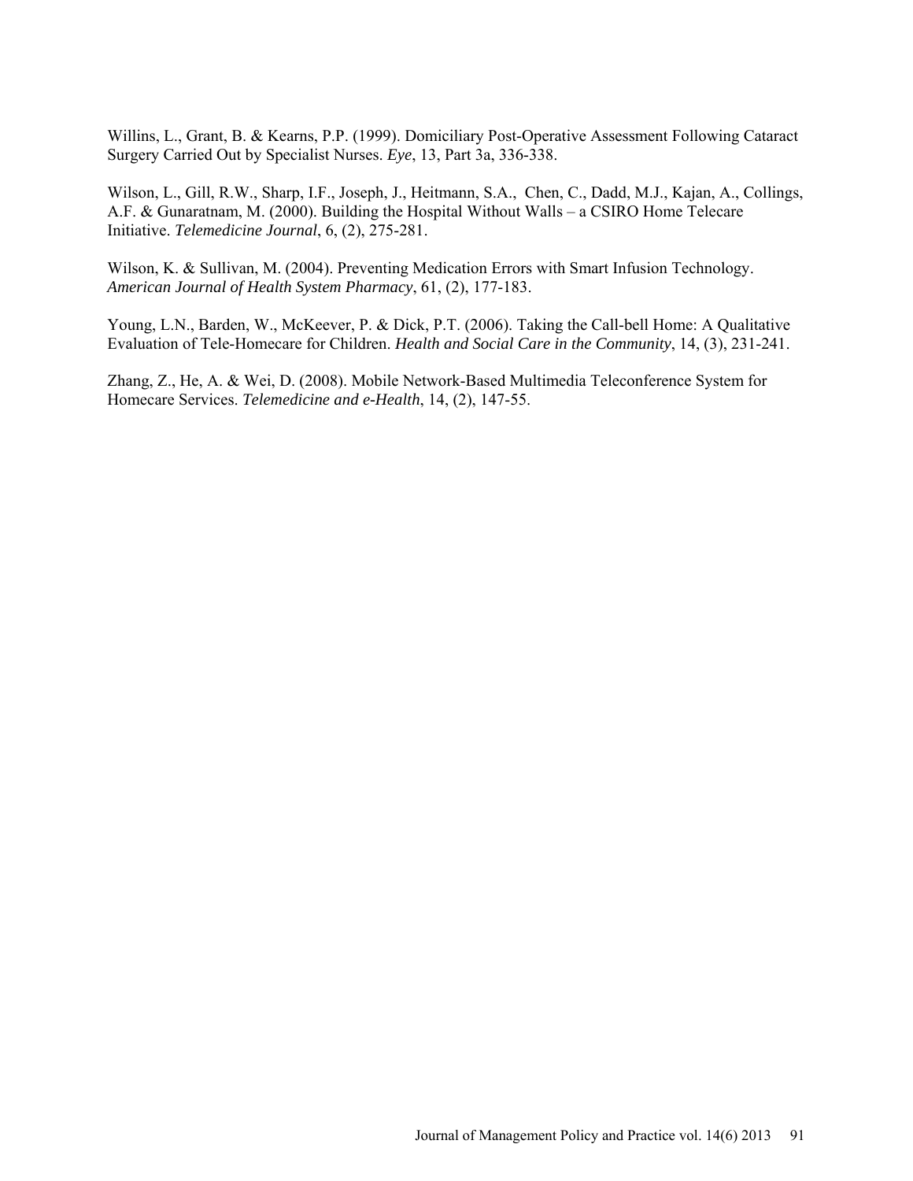Willins, L., Grant, B. & Kearns, P.P. (1999). Domiciliary Post-Operative Assessment Following Cataract Surgery Carried Out by Specialist Nurses. *Eye*, 13, Part 3a, 336-338.

Wilson, L., Gill, R.W., Sharp, I.F., Joseph, J., Heitmann, S.A., Chen, C., Dadd, M.J., Kajan, A., Collings, A.F. & Gunaratnam, M. (2000). Building the Hospital Without Walls – a CSIRO Home Telecare Initiative. *Telemedicine Journal*, 6, (2), 275-281.

Wilson, K. & Sullivan, M. (2004). Preventing Medication Errors with Smart Infusion Technology. *American Journal of Health System Pharmacy*, 61, (2), 177-183.

Young, L.N., Barden, W., McKeever, P. & Dick, P.T. (2006). Taking the Call-bell Home: A Qualitative Evaluation of Tele-Homecare for Children. *Health and Social Care in the Community*, 14, (3), 231-241.

Zhang, Z., He, A. & Wei, D. (2008). Mobile Network-Based Multimedia Teleconference System for Homecare Services. *Telemedicine and e-Health*, 14, (2), 147-55.